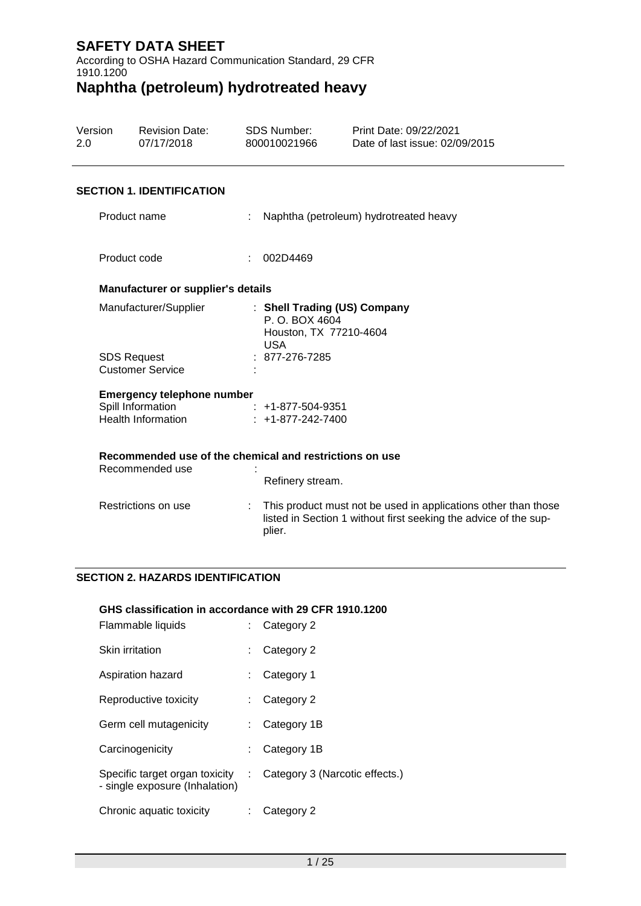# SAFETY DATA SHEET

According to OSHA Hazard Communication Standard, 29 CFR 1910.1200

# Naphtha (petroleum) hydrotreated heavy

| Version | Revision Date: | SDS Number: | Print Date: 09/22/2021 |
|---|---|---|---|
| 2.0 | 07/17/2018 | 800010021966 | Date of last issue: 02/09/2015 |

## SECTION 1. IDENTIFICATION

Product name : Naphtha (petroleum) hydrotreated heavy

Product code : 002D4469

### Manufacturer or supplier's details

Manufacturer/Supplier : **Shell Trading (US) Company**
P. O. BOX 4604
Houston, TX 77210-4604
USA

SDS Request : 877-276-7285

Customer Service :

### Emergency telephone number

Spill Information : +1-877-504-9351

Health Information : +1-877-242-7400

### Recommended use of the chemical and restrictions on use

Recommended use : Refinery stream.

Restrictions on use : This product must not be used in applications other than those listed in Section 1 without first seeking the advice of the supplier.

## SECTION 2. HAZARDS IDENTIFICATION

### GHS classification in accordance with 29 CFR 1910.1200

Flammable liquids : Category 2

Skin irritation : Category 2

Aspiration hazard : Category 1

Reproductive toxicity : Category 2

Germ cell mutagenicity : Category 1B

Carcinogenicity : Category 1B

Specific target organ toxicity - single exposure (Inhalation) : Category 3 (Narcotic effects.)

Chronic aquatic toxicity : Category 2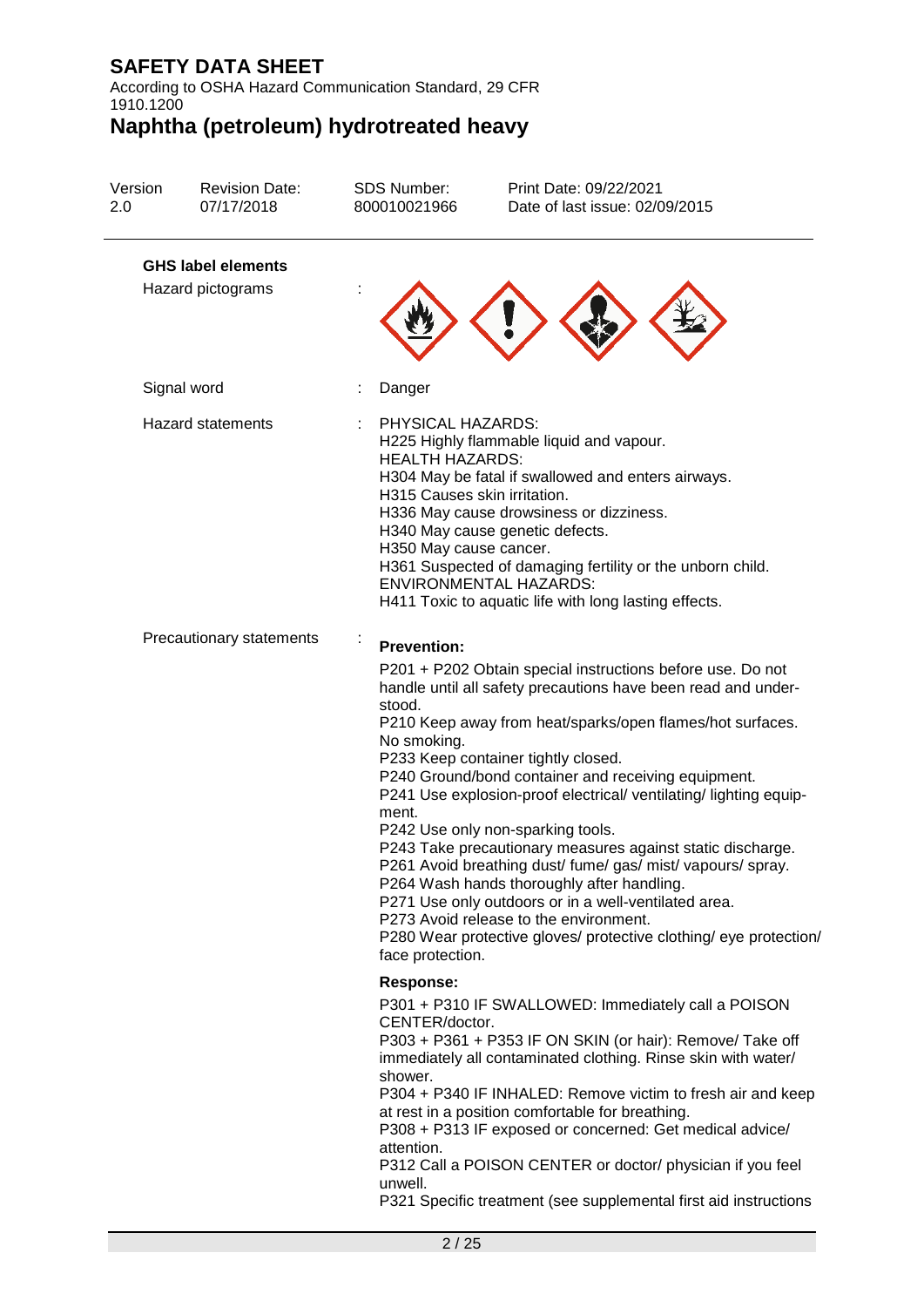**GHS label elements**

Hazard pictograms :

Signal word : Danger

Hazard statements :

PHYSICAL HAZARDS:
H225 Highly flammable liquid and vapour.
HEALTH HAZARDS:
H304 May be fatal if swallowed and enters airways.
H315 Causes skin irritation.
H336 May cause drowsiness or dizziness.
H340 May cause genetic defects.
H350 May cause cancer.
H361 Suspected of damaging fertility or the unborn child.
ENVIRONMENTAL HAZARDS:
H411 Toxic to aquatic life with long lasting effects.

Precautionary statements :

**Prevention:**

P201 + P202 Obtain special instructions before use. Do not handle until all safety precautions have been read and understood.
P210 Keep away from heat/sparks/open flames/hot surfaces. No smoking.
P233 Keep container tightly closed.
P240 Ground/bond container and receiving equipment.
P241 Use explosion-proof electrical/ ventilating/ lighting equipment.
P242 Use only non-sparking tools.
P243 Take precautionary measures against static discharge.
P261 Avoid breathing dust/ fume/ gas/ mist/ vapours/ spray.
P264 Wash hands thoroughly after handling.
P271 Use only outdoors or in a well-ventilated area.
P273 Avoid release to the environment.
P280 Wear protective gloves/ protective clothing/ eye protection/ face protection.

**Response:**

P301 + P310 IF SWALLOWED: Immediately call a POISON CENTER/doctor.
P303 + P361 + P353 IF ON SKIN (or hair): Remove/ Take off immediately all contaminated clothing. Rinse skin with water/ shower.
P304 + P340 IF INHALED: Remove victim to fresh air and keep at rest in a position comfortable for breathing.
P308 + P313 IF exposed or concerned: Get medical advice/ attention.
P312 Call a POISON CENTER or doctor/ physician if you feel unwell.
P321 Specific treatment (see supplemental first aid instructions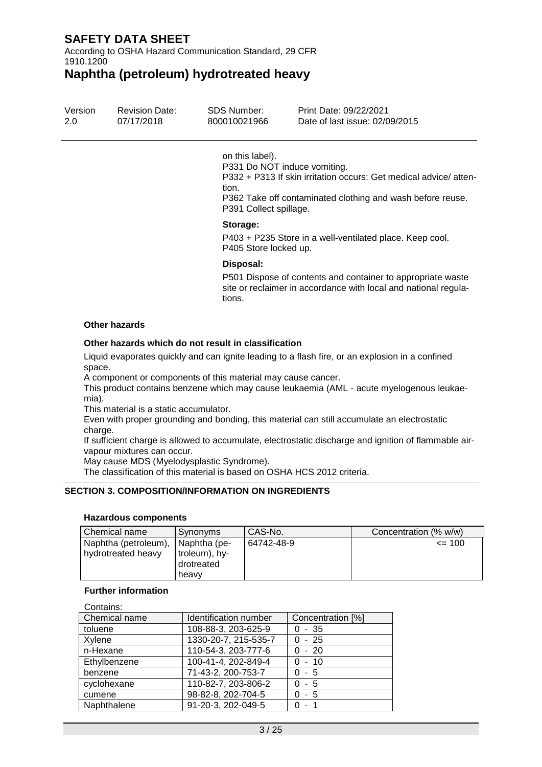on this label).
P331 Do NOT induce vomiting.
P332 + P313 If skin irritation occurs: Get medical advice/ attention.
P362 Take off contaminated clothing and wash before reuse.
P391 Collect spillage.

**Storage:**

P403 + P235 Store in a well-ventilated place. Keep cool.
P405 Store locked up.

**Disposal:**

P501 Dispose of contents and container to appropriate waste site or reclaimer in accordance with local and national regulations.

**Other hazards**

**Other hazards which do not result in classification**

Liquid evaporates quickly and can ignite leading to a flash fire, or an explosion in a confined space.
A component or components of this material may cause cancer.
This product contains benzene which may cause leukaemia (AML - acute myelogenous leukaemia).
This material is a static accumulator.
Even with proper grounding and bonding, this material can still accumulate an electrostatic charge.
If sufficient charge is allowed to accumulate, electrostatic discharge and ignition of flammable air-vapour mixtures can occur.
May cause MDS (Myelodysplastic Syndrome).
The classification of this material is based on OSHA HCS 2012 criteria.

## SECTION 3. COMPOSITION/INFORMATION ON INGREDIENTS

**Hazardous components**

| Chemical name | Synonyms | CAS-No. | Concentration (% w/w) |
|---|---|---|---|
| Naphtha (petroleum), hydrotreated heavy | Naphtha (petroleum), hydrotreated heavy | 64742-48-9 | <= 100 |

**Further information**

Contains:

| Chemical name | Identification number | Concentration [%] |
|---|---|---|
| toluene | 108-88-3, 203-625-9 | 0 - 35 |
| Xylene | 1330-20-7, 215-535-7 | 0 - 25 |
| n-Hexane | 110-54-3, 203-777-6 | 0 - 20 |
| Ethylbenzene | 100-41-4, 202-849-4 | 0 - 10 |
| benzene | 71-43-2, 200-753-7 | 0 - 5 |
| cyclohexane | 110-82-7, 203-806-2 | 0 - 5 |
| cumene | 98-82-8, 202-704-5 | 0 - 5 |
| Naphthalene | 91-20-3, 202-049-5 | 0 - 1 |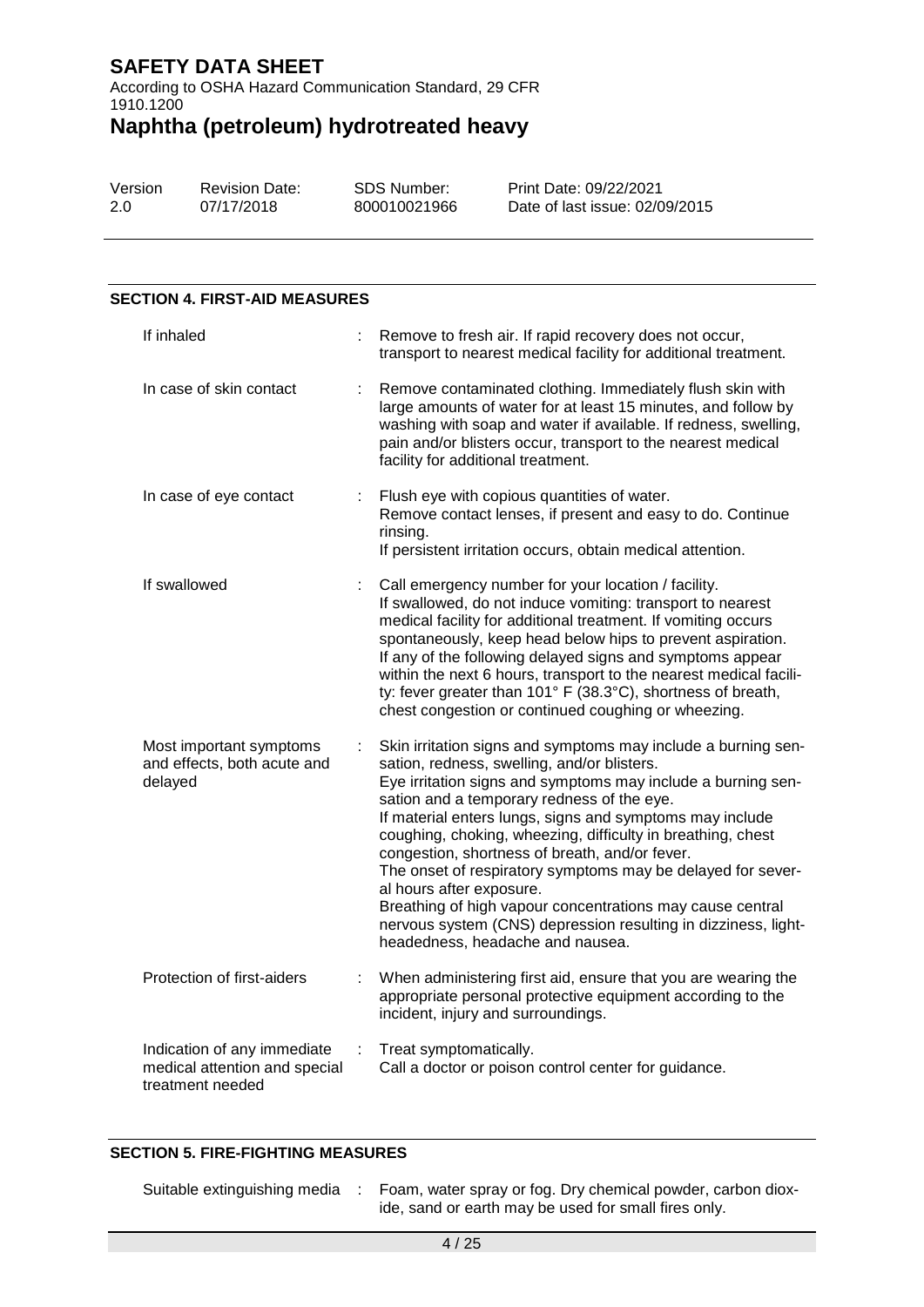## SECTION 4. FIRST-AID MEASURES

| | |
|---|---|
| If inhaled | Remove to fresh air. If rapid recovery does not occur, transport to nearest medical facility for additional treatment. |
| In case of skin contact | Remove contaminated clothing. Immediately flush skin with large amounts of water for at least 15 minutes, and follow by washing with soap and water if available. If redness, swelling, pain and/or blisters occur, transport to the nearest medical facility for additional treatment. |
| In case of eye contact | Flush eye with copious quantities of water.<br>Remove contact lenses, if present and easy to do. Continue rinsing.<br>If persistent irritation occurs, obtain medical attention. |
| If swallowed | Call emergency number for your location / facility.<br>If swallowed, do not induce vomiting: transport to nearest medical facility for additional treatment. If vomiting occurs spontaneously, keep head below hips to prevent aspiration.<br>If any of the following delayed signs and symptoms appear within the next 6 hours, transport to the nearest medical facility: fever greater than 101° F (38.3°C), shortness of breath, chest congestion or continued coughing or wheezing. |
| Most important symptoms and effects, both acute and delayed | Skin irritation signs and symptoms may include a burning sensation, redness, swelling, and/or blisters.<br>Eye irritation signs and symptoms may include a burning sensation and a temporary redness of the eye.<br>If material enters lungs, signs and symptoms may include coughing, choking, wheezing, difficulty in breathing, chest congestion, shortness of breath, and/or fever.<br>The onset of respiratory symptoms may be delayed for several hours after exposure.<br>Breathing of high vapour concentrations may cause central nervous system (CNS) depression resulting in dizziness, lightheadedness, headache and nausea. |
| Protection of first-aiders | When administering first aid, ensure that you are wearing the appropriate personal protective equipment according to the incident, injury and surroundings. |
| Indication of any immediate medical attention and special treatment needed | Treat symptomatically.<br>Call a doctor or poison control center for guidance. |

## SECTION 5. FIRE-FIGHTING MEASURES

| | |
|---|---|
| Suitable extinguishing media | Foam, water spray or fog. Dry chemical powder, carbon dioxide, sand or earth may be used for small fires only. |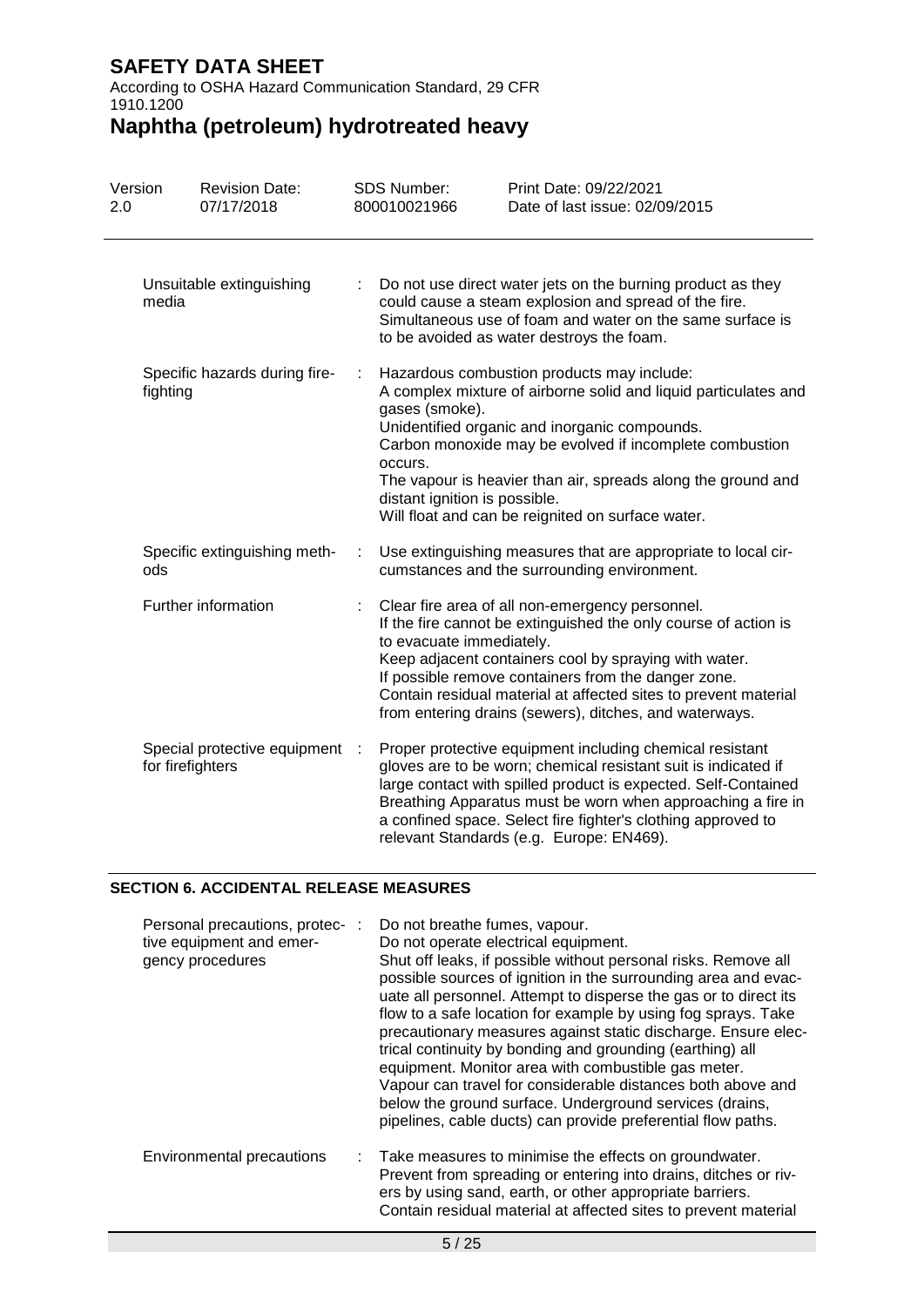| | | |
|---|---|---|
| Unsuitable extinguishing media | : | Do not use direct water jets on the burning product as they could cause a steam explosion and spread of the fire. Simultaneous use of foam and water on the same surface is to be avoided as water destroys the foam. |
| Specific hazards during firefighting | : | Hazardous combustion products may include:<br>A complex mixture of airborne solid and liquid particulates and gases (smoke).<br>Unidentified organic and inorganic compounds.<br>Carbon monoxide may be evolved if incomplete combustion occurs.<br>The vapour is heavier than air, spreads along the ground and distant ignition is possible.<br>Will float and can be reignited on surface water. |
| Specific extinguishing methods | : | Use extinguishing measures that are appropriate to local circumstances and the surrounding environment. |
| Further information | : | Clear fire area of all non-emergency personnel.<br>If the fire cannot be extinguished the only course of action is to evacuate immediately.<br>Keep adjacent containers cool by spraying with water.<br>If possible remove containers from the danger zone.<br>Contain residual material at affected sites to prevent material from entering drains (sewers), ditches, and waterways. |
| Special protective equipment for firefighters | : | Proper protective equipment including chemical resistant gloves are to be worn; chemical resistant suit is indicated if large contact with spilled product is expected. Self-Contained Breathing Apparatus must be worn when approaching a fire in a confined space. Select fire fighter's clothing approved to relevant Standards (e.g. Europe: EN469). |

## SECTION 6. ACCIDENTAL RELEASE MEASURES

| | | |
|---|---|---|
| Personal precautions, protective equipment and emergency procedures | : | Do not breathe fumes, vapour.<br>Do not operate electrical equipment.<br>Shut off leaks, if possible without personal risks. Remove all possible sources of ignition in the surrounding area and evacuate all personnel. Attempt to disperse the gas or to direct its flow to a safe location for example by using fog sprays. Take precautionary measures against static discharge. Ensure electrical continuity by bonding and grounding (earthing) all equipment. Monitor area with combustible gas meter.<br>Vapour can travel for considerable distances both above and below the ground surface. Underground services (drains, pipelines, cable ducts) can provide preferential flow paths. |
| Environmental precautions | : | Take measures to minimise the effects on groundwater.<br>Prevent from spreading or entering into drains, ditches or rivers by using sand, earth, or other appropriate barriers.<br>Contain residual material at affected sites to prevent material |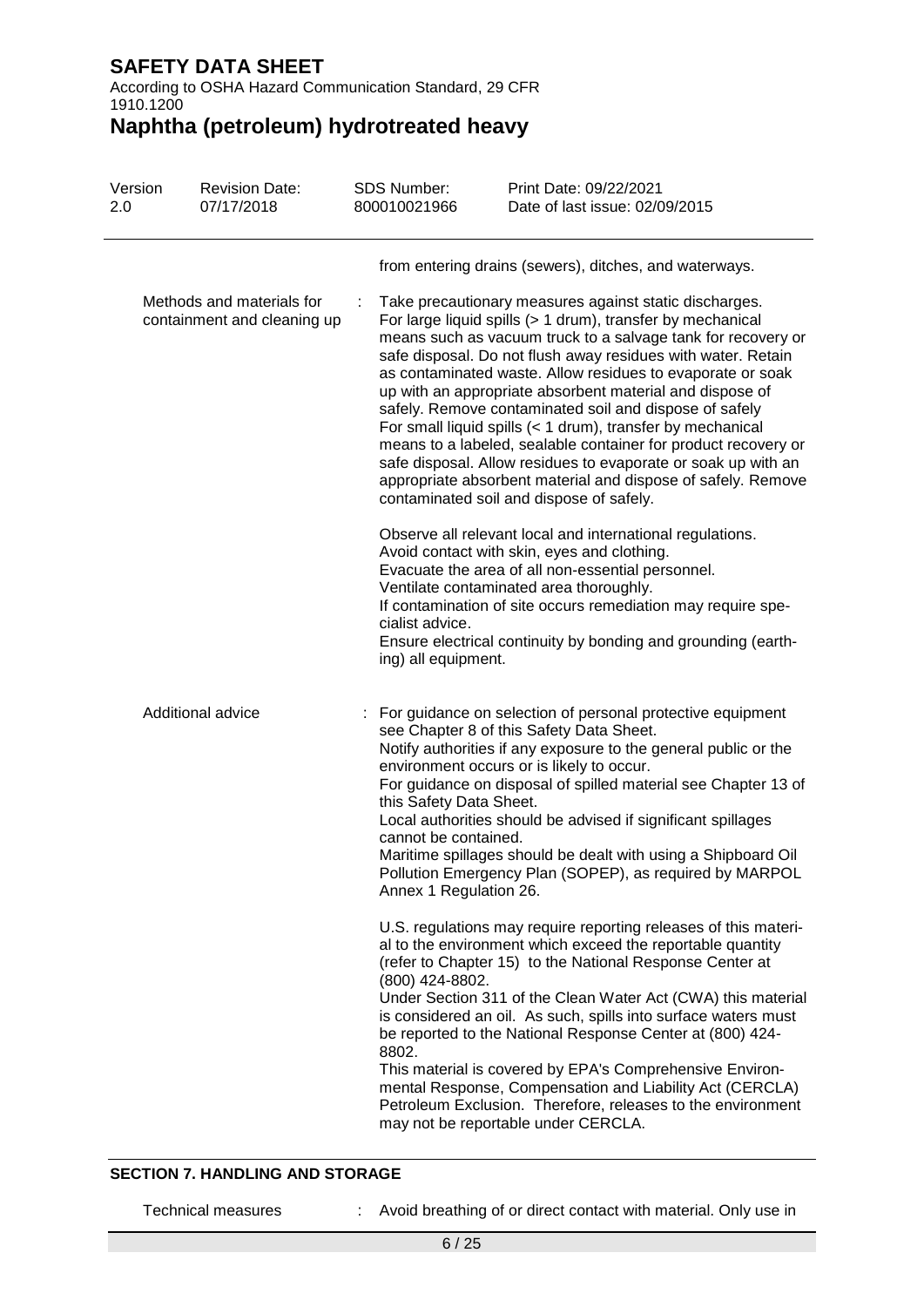from entering drains (sewers), ditches, and waterways.

Methods and materials for containment and cleaning up : Take precautionary measures against static discharges. For large liquid spills (> 1 drum), transfer by mechanical means such as vacuum truck to a salvage tank for recovery or safe disposal. Do not flush away residues with water. Retain as contaminated waste. Allow residues to evaporate or soak up with an appropriate absorbent material and dispose of safely. Remove contaminated soil and dispose of safely For small liquid spills (< 1 drum), transfer by mechanical means to a labeled, sealable container for product recovery or safe disposal. Allow residues to evaporate or soak up with an appropriate absorbent material and dispose of safely. Remove contaminated soil and dispose of safely.

Observe all relevant local and international regulations.
Avoid contact with skin, eyes and clothing.
Evacuate the area of all non-essential personnel.
Ventilate contaminated area thoroughly.
If contamination of site occurs remediation may require specialist advice.
Ensure electrical continuity by bonding and grounding (earthing) all equipment.

Additional advice : For guidance on selection of personal protective equipment see Chapter 8 of this Safety Data Sheet.
Notify authorities if any exposure to the general public or the environment occurs or is likely to occur.
For guidance on disposal of spilled material see Chapter 13 of this Safety Data Sheet.
Local authorities should be advised if significant spillages cannot be contained.
Maritime spillages should be dealt with using a Shipboard Oil Pollution Emergency Plan (SOPEP), as required by MARPOL Annex 1 Regulation 26.

U.S. regulations may require reporting releases of this material to the environment which exceed the reportable quantity (refer to Chapter 15) to the National Response Center at (800) 424-8802.
Under Section 311 of the Clean Water Act (CWA) this material is considered an oil. As such, spills into surface waters must be reported to the National Response Center at (800) 424-8802.
This material is covered by EPA's Comprehensive Environmental Response, Compensation and Liability Act (CERCLA) Petroleum Exclusion. Therefore, releases to the environment may not be reportable under CERCLA.

## SECTION 7. HANDLING AND STORAGE

Technical measures : Avoid breathing of or direct contact with material. Only use in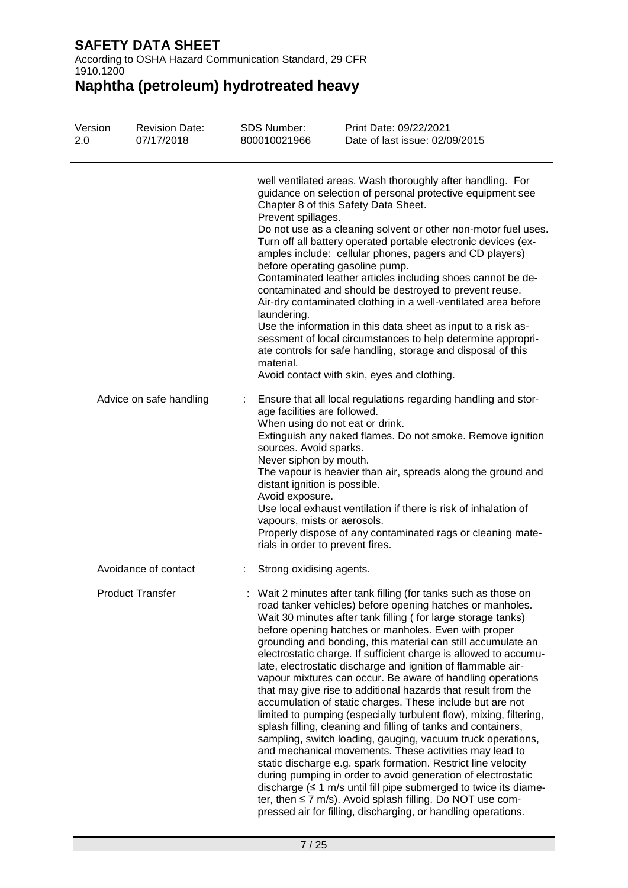well ventilated areas. Wash thoroughly after handling. For guidance on selection of personal protective equipment see Chapter 8 of this Safety Data Sheet.
Prevent spillages.
Do not use as a cleaning solvent or other non-motor fuel uses.
Turn off all battery operated portable electronic devices (examples include: cellular phones, pagers and CD players) before operating gasoline pump.
Contaminated leather articles including shoes cannot be decontaminated and should be destroyed to prevent reuse.
Air-dry contaminated clothing in a well-ventilated area before laundering.
Use the information in this data sheet as input to a risk assessment of local circumstances to help determine appropriate controls for safe handling, storage and disposal of this material.
Avoid contact with skin, eyes and clothing.

Advice on safe handling : Ensure that all local regulations regarding handling and storage facilities are followed.
When using do not eat or drink.
Extinguish any naked flames. Do not smoke. Remove ignition sources. Avoid sparks.
Never siphon by mouth.
The vapour is heavier than air, spreads along the ground and distant ignition is possible.
Avoid exposure.
Use local exhaust ventilation if there is risk of inhalation of vapours, mists or aerosols.
Properly dispose of any contaminated rags or cleaning materials in order to prevent fires.

Avoidance of contact : Strong oxidising agents.

Product Transfer : Wait 2 minutes after tank filling (for tanks such as those on road tanker vehicles) before opening hatches or manholes. Wait 30 minutes after tank filling ( for large storage tanks) before opening hatches or manholes. Even with proper grounding and bonding, this material can still accumulate an electrostatic charge. If sufficient charge is allowed to accumulate, electrostatic discharge and ignition of flammable air-vapour mixtures can occur. Be aware of handling operations that may give rise to additional hazards that result from the accumulation of static charges. These include but are not limited to pumping (especially turbulent flow), mixing, filtering, splash filling, cleaning and filling of tanks and containers, sampling, switch loading, gauging, vacuum truck operations, and mechanical movements. These activities may lead to static discharge e.g. spark formation. Restrict line velocity during pumping in order to avoid generation of electrostatic discharge (≤ 1 m/s until fill pipe submerged to twice its diameter, then ≤ 7 m/s). Avoid splash filling. Do NOT use compressed air for filling, discharging, or handling operations.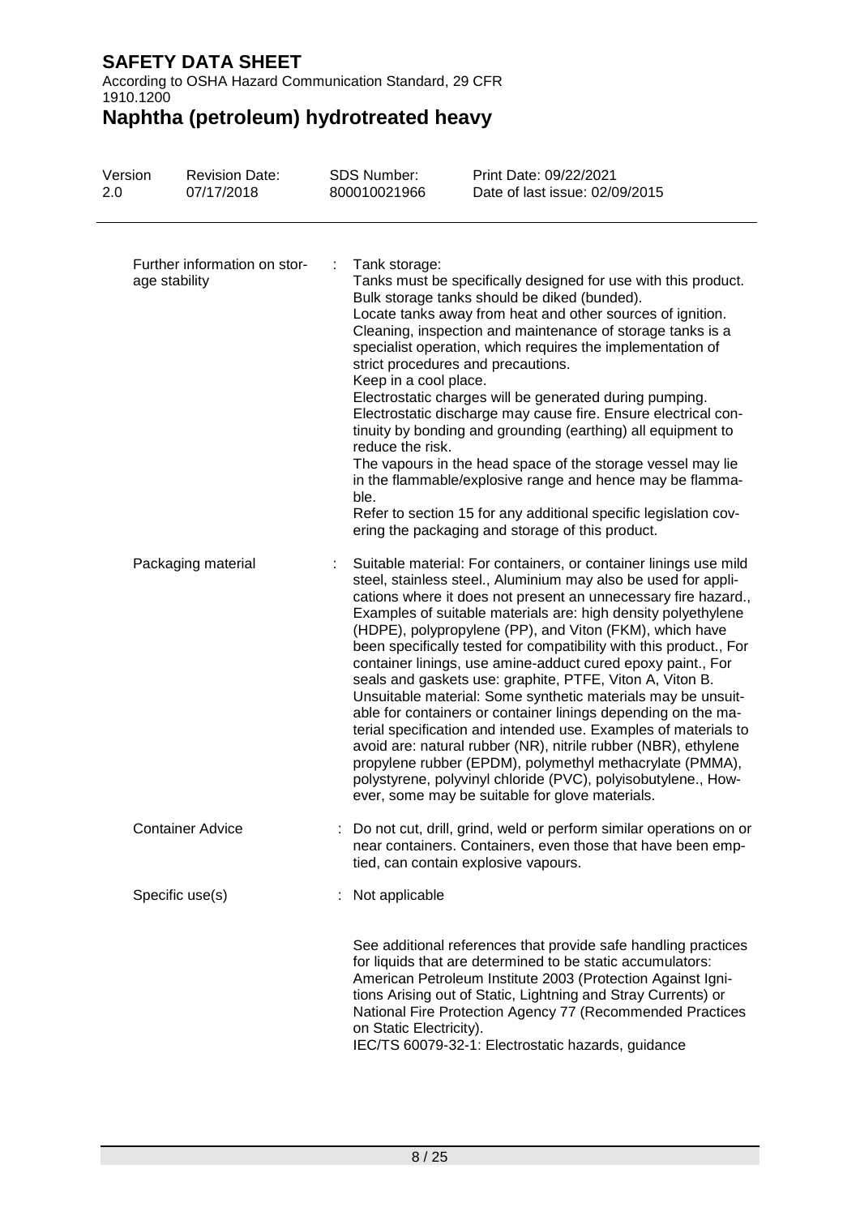| | | |
|---|---|---|
| Further information on storage stability | : | Tank storage:<br>Tanks must be specifically designed for use with this product.<br>Bulk storage tanks should be diked (bunded).<br>Locate tanks away from heat and other sources of ignition.<br>Cleaning, inspection and maintenance of storage tanks is a specialist operation, which requires the implementation of strict procedures and precautions.<br>Keep in a cool place.<br>Electrostatic charges will be generated during pumping.<br>Electrostatic discharge may cause fire. Ensure electrical continuity by bonding and grounding (earthing) all equipment to reduce the risk.<br>The vapours in the head space of the storage vessel may lie in the flammable/explosive range and hence may be flammable.<br>Refer to section 15 for any additional specific legislation covering the packaging and storage of this product. |
| Packaging material | : | Suitable material: For containers, or container linings use mild steel, stainless steel., Aluminium may also be used for applications where it does not present an unnecessary fire hazard., Examples of suitable materials are: high density polyethylene (HDPE), polypropylene (PP), and Viton (FKM), which have been specifically tested for compatibility with this product., For container linings, use amine-adduct cured epoxy paint., For seals and gaskets use: graphite, PTFE, Viton A, Viton B.<br>Unsuitable material: Some synthetic materials may be unsuitable for containers or container linings depending on the material specification and intended use. Examples of materials to avoid are: natural rubber (NR), nitrile rubber (NBR), ethylene propylene rubber (EPDM), polymethyl methacrylate (PMMA), polystyrene, polyvinyl chloride (PVC), polyisobutylene., However, some may be suitable for glove materials. |
| Container Advice | : | Do not cut, drill, grind, weld or perform similar operations on or near containers. Containers, even those that have been emptied, can contain explosive vapours. |
| Specific use(s) | : | Not applicable |

See additional references that provide safe handling practices for liquids that are determined to be static accumulators: American Petroleum Institute 2003 (Protection Against Ignitions Arising out of Static, Lightning and Stray Currents) or National Fire Protection Agency 77 (Recommended Practices on Static Electricity).
IEC/TS 60079-32-1: Electrostatic hazards, guidance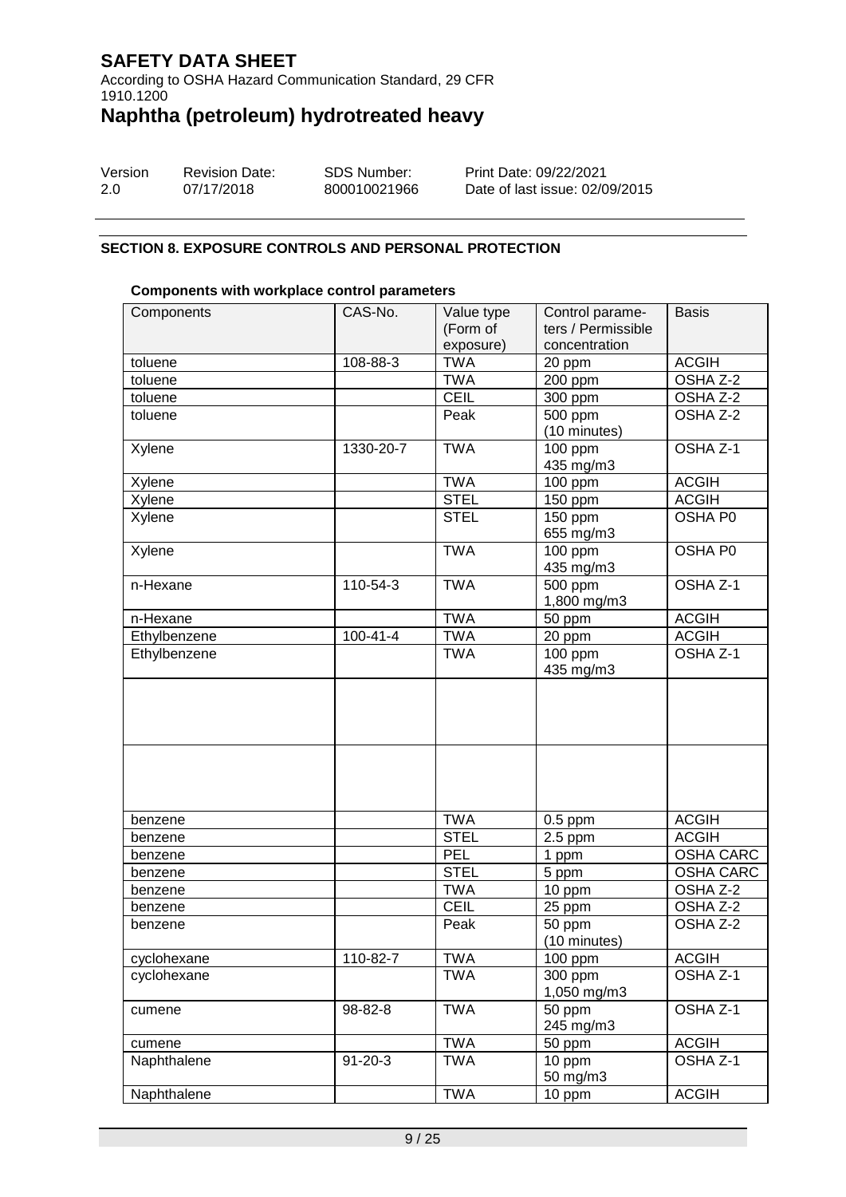**SECTION 8. EXPOSURE CONTROLS AND PERSONAL PROTECTION**

**Components with workplace control parameters**

| Components | CAS-No. | Value type (Form of exposure) | Control parameters / Permissible concentration | Basis |
|---|---|---|---|---|
| toluene | 108-88-3 | TWA | 20 ppm | ACGIH |
| toluene | | TWA | 200 ppm | OSHA Z-2 |
| toluene | | CEIL | 300 ppm | OSHA Z-2 |
| toluene | | Peak | 500 ppm (10 minutes) | OSHA Z-2 |
| Xylene | 1330-20-7 | TWA | 100 ppm 435 mg/m3 | OSHA Z-1 |
| Xylene | | TWA | 100 ppm | ACGIH |
| Xylene | | STEL | 150 ppm | ACGIH |
| Xylene | | STEL | 150 ppm 655 mg/m3 | OSHA P0 |
| Xylene | | TWA | 100 ppm 435 mg/m3 | OSHA P0 |
| n-Hexane | 110-54-3 | TWA | 500 ppm 1,800 mg/m3 | OSHA Z-1 |
| n-Hexane | | TWA | 50 ppm | ACGIH |
| Ethylbenzene | 100-41-4 | TWA | 20 ppm | ACGIH |
| Ethylbenzene | | TWA | 100 ppm 435 mg/m3 | OSHA Z-1 |
| | | | | |
| | | | | |
| benzene | | TWA | 0.5 ppm | ACGIH |
| benzene | | STEL | 2.5 ppm | ACGIH |
| benzene | | PEL | 1 ppm | OSHA CARC |
| benzene | | STEL | 5 ppm | OSHA CARC |
| benzene | | TWA | 10 ppm | OSHA Z-2 |
| benzene | | CEIL | 25 ppm | OSHA Z-2 |
| benzene | | Peak | 50 ppm (10 minutes) | OSHA Z-2 |
| cyclohexane | 110-82-7 | TWA | 100 ppm | ACGIH |
| cyclohexane | | TWA | 300 ppm 1,050 mg/m3 | OSHA Z-1 |
| cumene | 98-82-8 | TWA | 50 ppm 245 mg/m3 | OSHA Z-1 |
| cumene | | TWA | 50 ppm | ACGIH |
| Naphthalene | 91-20-3 | TWA | 10 ppm 50 mg/m3 | OSHA Z-1 |
| Naphthalene | | TWA | 10 ppm | ACGIH |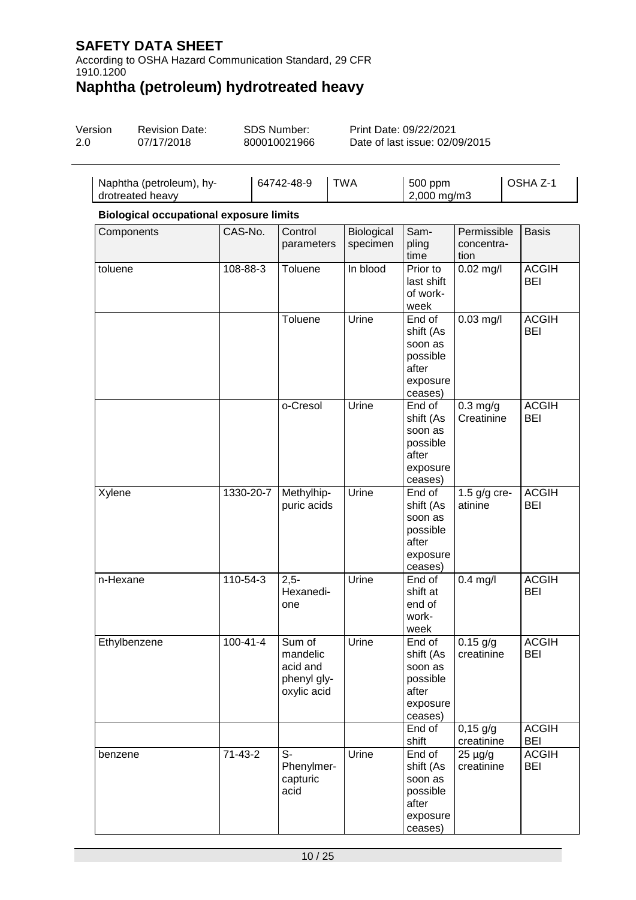| | | | | |
|---|---|---|---|---|
| Naphtha (petroleum), hydrotreated heavy | 64742-48-9 | TWA | 500 ppm 2,000 mg/m3 | OSHA Z-1 |

**Biological occupational exposure limits**

| Components | CAS-No. | Control parameters | Biological specimen | Sampling time | Permissible concentration | Basis |
|---|---|---|---|---|---|---|
| toluene | 108-88-3 | Toluene | In blood | Prior to last shift of workweek | 0.02 mg/l | ACGIH BEI |
| | | Toluene | Urine | End of shift (As soon as possible after exposure ceases) | 0.03 mg/l | ACGIH BEI |
| | | o-Cresol | Urine | End of shift (As soon as possible after exposure ceases) | 0.3 mg/g Creatinine | ACGIH BEI |
| Xylene | 1330-20-7 | Methylhippuric acids | Urine | End of shift (As soon as possible after exposure ceases) | 1.5 g/g creatinine | ACGIH BEI |
| n-Hexane | 110-54-3 | 2,5-Hexanedione | Urine | End of shift at end of workweek | 0.4 mg/l | ACGIH BEI |
| Ethylbenzene | 100-41-4 | Sum of mandelic acid and phenyl glyoxylic acid | Urine | End of shift (As soon as possible after exposure ceases) | 0.15 g/g creatinine | ACGIH BEI |
| | | | | End of shift | 0,15 g/g creatinine | ACGIH BEI |
| benzene | 71-43-2 | S-Phenylmercapturic acid | Urine | End of shift (As soon as possible after exposure ceases) | 25 µg/g creatinine | ACGIH BEI |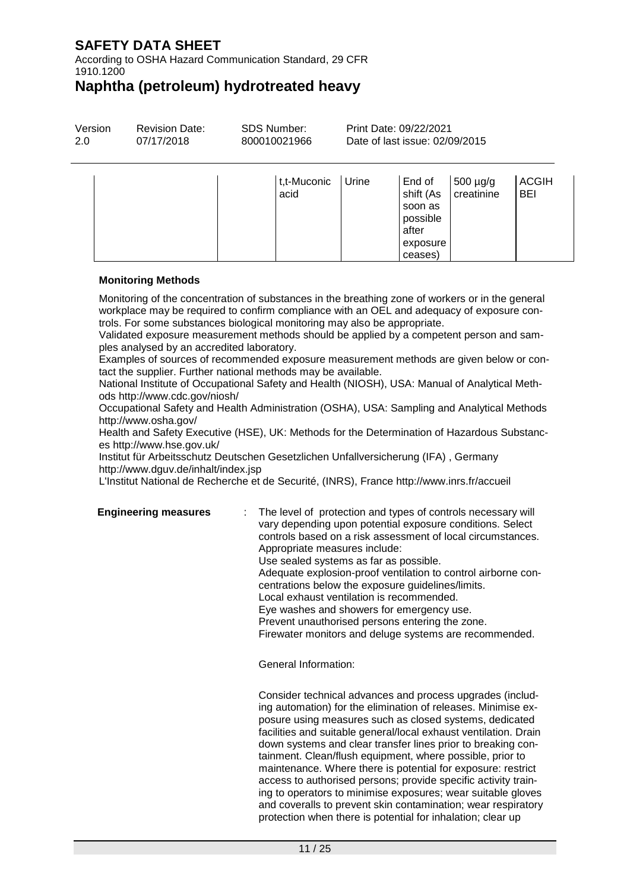| | | | | | | |
|---|---|---|---|---|---|---|
| | | t,t-Muconic acid | Urine | End of shift (As soon as possible after exposure ceases) | 500 µg/g creatinine | ACGIH BEI |

**Monitoring Methods**

Monitoring of the concentration of substances in the breathing zone of workers or in the general workplace may be required to confirm compliance with an OEL and adequacy of exposure controls. For some substances biological monitoring may also be appropriate.
Validated exposure measurement methods should be applied by a competent person and samples analysed by an accredited laboratory.
Examples of sources of recommended exposure measurement methods are given below or contact the supplier. Further national methods may be available.
National Institute of Occupational Safety and Health (NIOSH), USA: Manual of Analytical Methods http://www.cdc.gov/niosh/
Occupational Safety and Health Administration (OSHA), USA: Sampling and Analytical Methods http://www.osha.gov/
Health and Safety Executive (HSE), UK: Methods for the Determination of Hazardous Substances http://www.hse.gov.uk/
Institut für Arbeitsschutz Deutschen Gesetzlichen Unfallversicherung (IFA) , Germany http://www.dguv.de/inhalt/index.jsp
L'Institut National de Recherche et de Securité, (INRS), France http://www.inrs.fr/accueil

**Engineering measures** : The level of protection and types of controls necessary will vary depending upon potential exposure conditions. Select controls based on a risk assessment of local circumstances.
Appropriate measures include:
Use sealed systems as far as possible.
Adequate explosion-proof ventilation to control airborne concentrations below the exposure guidelines/limits.
Local exhaust ventilation is recommended.
Eye washes and showers for emergency use.
Prevent unauthorised persons entering the zone.
Firewater monitors and deluge systems are recommended.

General Information:

Consider technical advances and process upgrades (including automation) for the elimination of releases. Minimise exposure using measures such as closed systems, dedicated facilities and suitable general/local exhaust ventilation. Drain down systems and clear transfer lines prior to breaking containment. Clean/flush equipment, where possible, prior to maintenance. Where there is potential for exposure: restrict access to authorised persons; provide specific activity training to operators to minimise exposures; wear suitable gloves and coveralls to prevent skin contamination; wear respiratory protection when there is potential for inhalation; clear up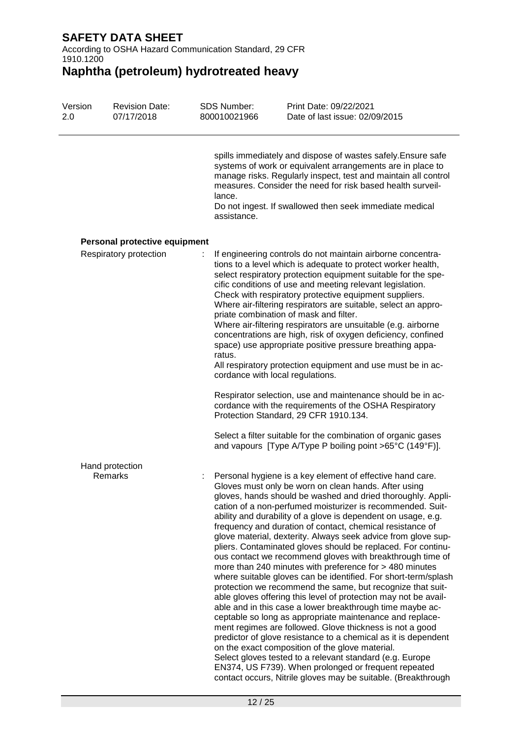spills immediately and dispose of wastes safely.Ensure safe systems of work or equivalent arrangements are in place to manage risks. Regularly inspect, test and maintain all control measures. Consider the need for risk based health surveillance.

Do not ingest. If swallowed then seek immediate medical assistance.

**Personal protective equipment**

Respiratory protection : If engineering controls do not maintain airborne concentrations to a level which is adequate to protect worker health, select respiratory protection equipment suitable for the specific conditions of use and meeting relevant legislation. Check with respiratory protective equipment suppliers.
Where air-filtering respirators are suitable, select an appropriate combination of mask and filter.
Where air-filtering respirators are unsuitable (e.g. airborne concentrations are high, risk of oxygen deficiency, confined space) use appropriate positive pressure breathing apparatus.
All respiratory protection equipment and use must be in accordance with local regulations.

Respirator selection, use and maintenance should be in accordance with the requirements of the OSHA Respiratory Protection Standard, 29 CFR 1910.134.

Select a filter suitable for the combination of organic gases and vapours [Type A/Type P boiling point >65°C (149°F)].

Hand protection

Remarks : Personal hygiene is a key element of effective hand care. Gloves must only be worn on clean hands. After using gloves, hands should be washed and dried thoroughly. Application of a non-perfumed moisturizer is recommended. Suitability and durability of a glove is dependent on usage, e.g. frequency and duration of contact, chemical resistance of glove material, dexterity. Always seek advice from glove suppliers. Contaminated gloves should be replaced. For continuous contact we recommend gloves with breakthrough time of more than 240 minutes with preference for > 480 minutes where suitable gloves can be identified. For short-term/splash protection we recommend the same, but recognize that suitable gloves offering this level of protection may not be available and in this case a lower breakthrough time maybe acceptable so long as appropriate maintenance and replacement regimes are followed. Glove thickness is not a good predictor of glove resistance to a chemical as it is dependent on the exact composition of the glove material.
Select gloves tested to a relevant standard (e.g. Europe EN374, US F739). When prolonged or frequent repeated contact occurs, Nitrile gloves may be suitable. (Breakthrough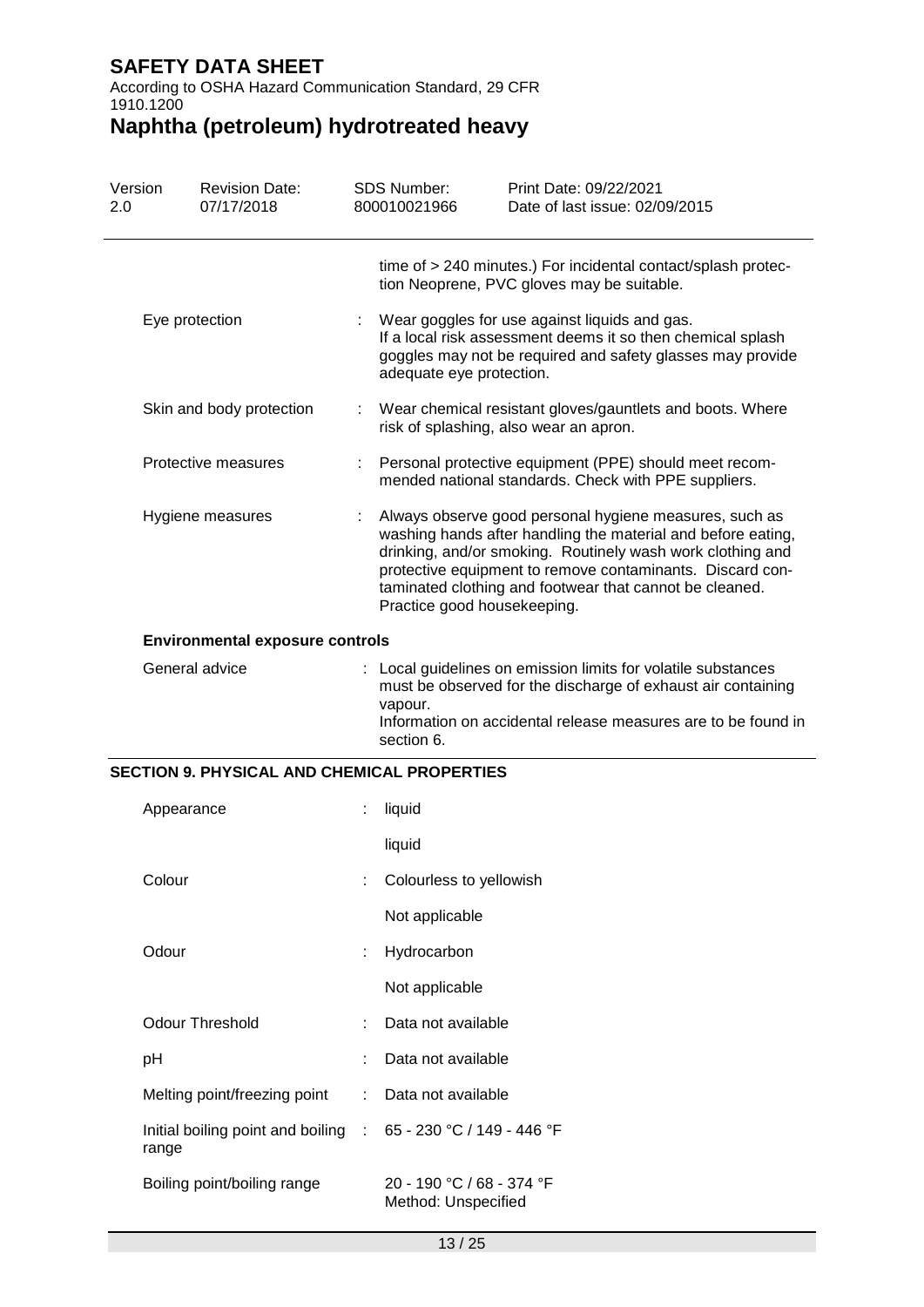| | | |
|---|---|---|
| | | time of > 240 minutes.) For incidental contact/splash protection Neoprene, PVC gloves may be suitable. |
| Eye protection | : | Wear goggles for use against liquids and gas. If a local risk assessment deems it so then chemical splash goggles may not be required and safety glasses may provide adequate eye protection. |
| Skin and body protection | : | Wear chemical resistant gloves/gauntlets and boots. Where risk of splashing, also wear an apron. |
| Protective measures | : | Personal protective equipment (PPE) should meet recommended national standards. Check with PPE suppliers. |
| Hygiene measures | : | Always observe good personal hygiene measures, such as washing hands after handling the material and before eating, drinking, and/or smoking. Routinely wash work clothing and protective equipment to remove contaminants. Discard contaminated clothing and footwear that cannot be cleaned. Practice good housekeeping. |

**Environmental exposure controls**

| | | |
|---|---|---|
| General advice | : | Local guidelines on emission limits for volatile substances must be observed for the discharge of exhaust air containing vapour. Information on accidental release measures are to be found in section 6. |

## SECTION 9. PHYSICAL AND CHEMICAL PROPERTIES

| | | |
|---|---|---|
| Appearance | : | liquid |
| | | liquid |
| Colour | : | Colourless to yellowish |
| | | Not applicable |
| Odour | : | Hydrocarbon |
| | | Not applicable |
| Odour Threshold | : | Data not available |
| pH | : | Data not available |
| Melting point/freezing point | : | Data not available |
| Initial boiling point and boiling range | : | 65 - 230 °C / 149 - 446 °F |
| Boiling point/boiling range | | 20 - 190 °C / 68 - 374 °F<br>Method: Unspecified |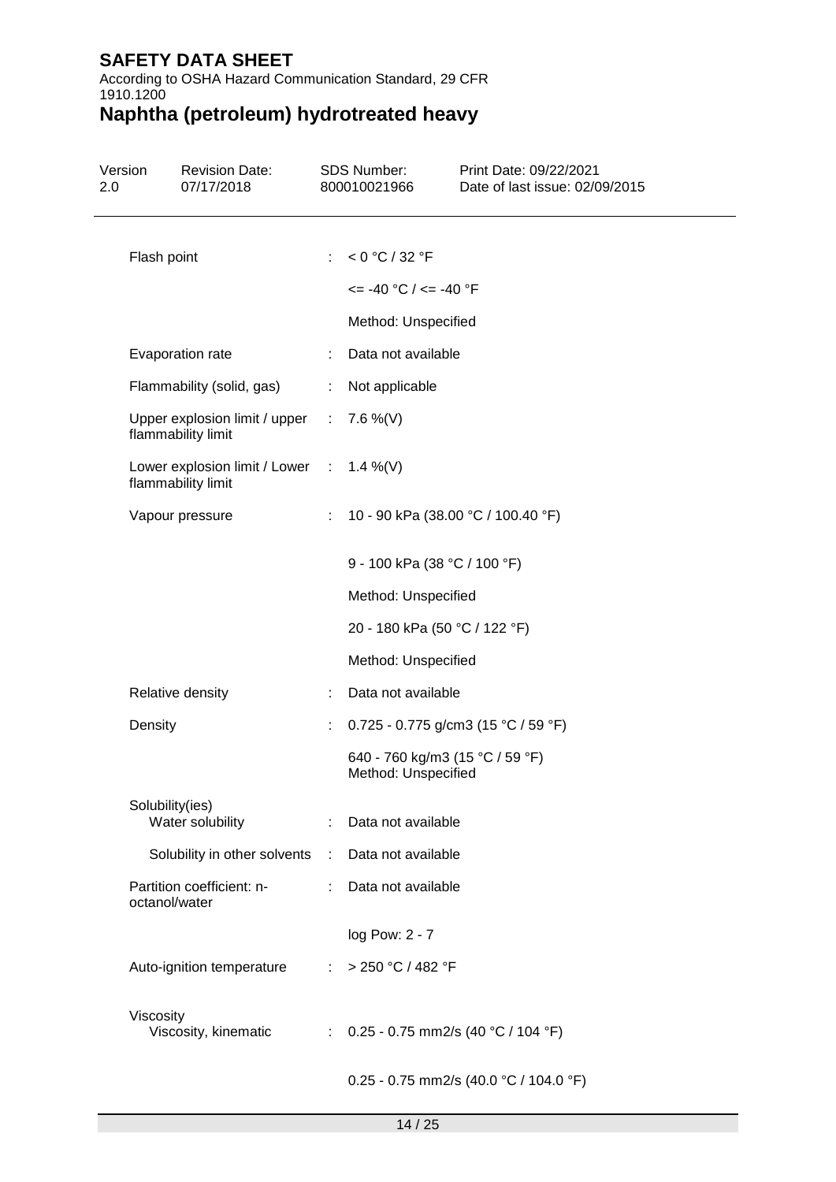| | | |
|---|---|---|
| Flash point | : | < 0 °C / 32 °F |
| | | <= -40 °C / <= -40 °F |
| | | Method: Unspecified |
| Evaporation rate | : | Data not available |
| Flammability (solid, gas) | : | Not applicable |
| Upper explosion limit / upper flammability limit | : | 7.6 %(V) |
| Lower explosion limit / Lower flammability limit | : | 1.4 %(V) |
| Vapour pressure | : | 10 - 90 kPa (38.00 °C / 100.40 °F) |
| | | 9 - 100 kPa (38 °C / 100 °F) |
| | | Method: Unspecified |
| | | 20 - 180 kPa (50 °C / 122 °F) |
| | | Method: Unspecified |
| Relative density | : | Data not available |
| Density | : | 0.725 - 0.775 g/cm3 (15 °C / 59 °F) |
| | | 640 - 760 kg/m3 (15 °C / 59 °F)<br>Method: Unspecified |
| Solubility(ies)<br>Water solubility | : | Data not available |
| Solubility in other solvents | : | Data not available |
| Partition coefficient: n-octanol/water | : | Data not available |
| | | log Pow: 2 - 7 |
| Auto-ignition temperature | : | > 250 °C / 482 °F |
| Viscosity<br>Viscosity, kinematic | : | 0.25 - 0.75 mm2/s (40 °C / 104 °F) |
| | | 0.25 - 0.75 mm2/s (40.0 °C / 104.0 °F) |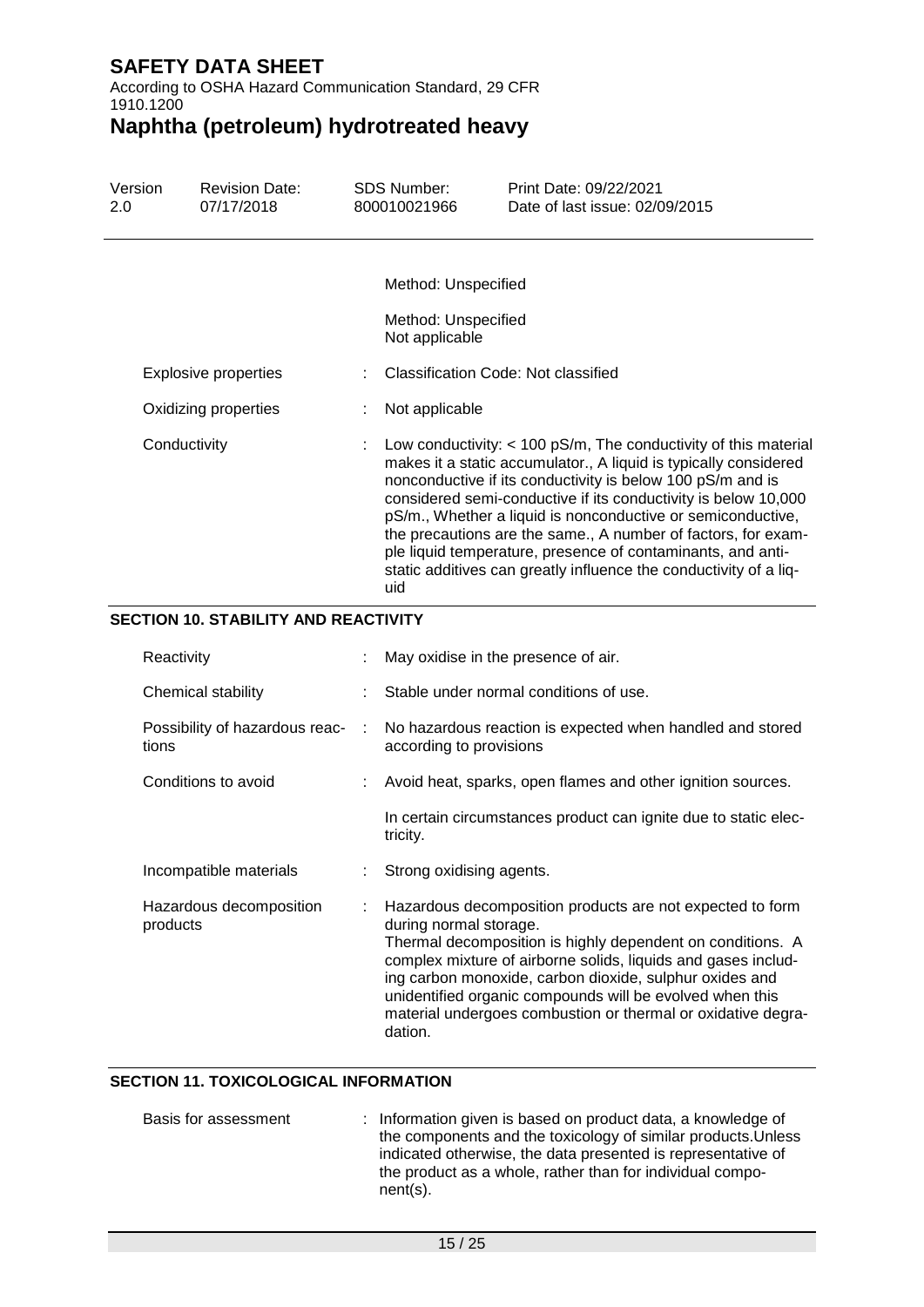Method: Unspecified

Method: Unspecified
Not applicable

| | | |
|---|---|---|
| Explosive properties | : | Classification Code: Not classified |
| Oxidizing properties | : | Not applicable |
| Conductivity | : | Low conductivity: < 100 pS/m, The conductivity of this material makes it a static accumulator., A liquid is typically considered nonconductive if its conductivity is below 100 pS/m and is considered semi-conductive if its conductivity is below 10,000 pS/m., Whether a liquid is nonconductive or semiconductive, the precautions are the same., A number of factors, for example liquid temperature, presence of contaminants, and anti-static additives can greatly influence the conductivity of a liquid |

## SECTION 10. STABILITY AND REACTIVITY

| | | |
|---|---|---|
| Reactivity | : | May oxidise in the presence of air. |
| Chemical stability | : | Stable under normal conditions of use. |
| Possibility of hazardous reactions | : | No hazardous reaction is expected when handled and stored according to provisions |
| Conditions to avoid | : | Avoid heat, sparks, open flames and other ignition sources. In certain circumstances product can ignite due to static electricity. |
| Incompatible materials | : | Strong oxidising agents. |
| Hazardous decomposition products | : | Hazardous decomposition products are not expected to form during normal storage. Thermal decomposition is highly dependent on conditions. A complex mixture of airborne solids, liquids and gases including carbon monoxide, carbon dioxide, sulphur oxides and unidentified organic compounds will be evolved when this material undergoes combustion or thermal or oxidative degradation. |

## SECTION 11. TOXICOLOGICAL INFORMATION

| | | |
|---|---|---|
| Basis for assessment | : | Information given is based on product data, a knowledge of the components and the toxicology of similar products.Unless indicated otherwise, the data presented is representative of the product as a whole, rather than for individual component(s). |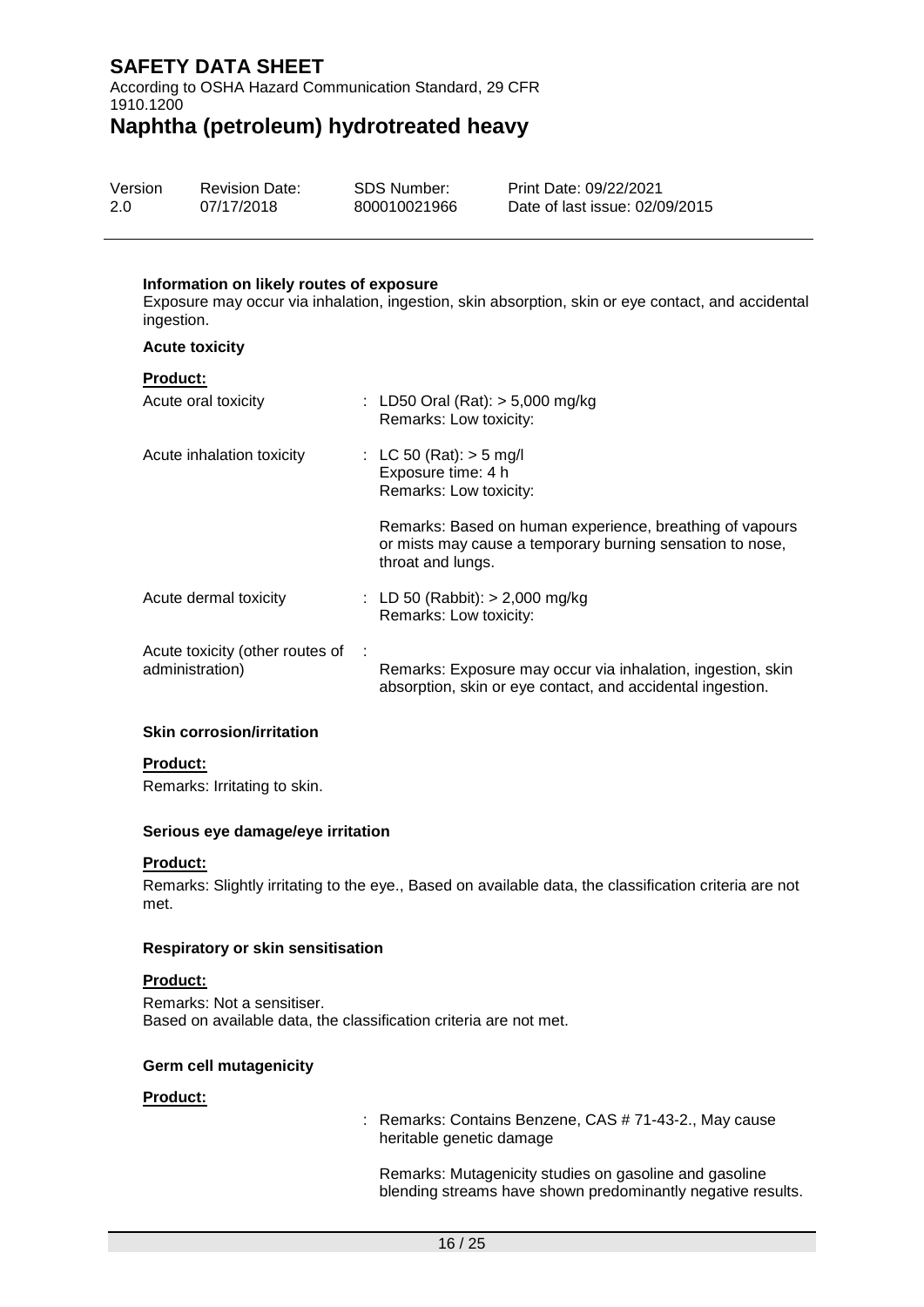#### Information on likely routes of exposure

Exposure may occur via inhalation, ingestion, skin absorption, skin or eye contact, and accidental ingestion.

#### Acute toxicity

**Product:**

| | |
|---|---|
| Acute oral toxicity | : LD50 Oral (Rat): > 5,000 mg/kg<br>Remarks: Low toxicity: |
| Acute inhalation toxicity | : LC 50 (Rat): > 5 mg/l<br>Exposure time: 4 h<br>Remarks: Low toxicity:<br><br>Remarks: Based on human experience, breathing of vapours or mists may cause a temporary burning sensation to nose, throat and lungs. |
| Acute dermal toxicity | : LD 50 (Rabbit): > 2,000 mg/kg<br>Remarks: Low toxicity: |
| Acute toxicity (other routes of administration) | : Remarks: Exposure may occur via inhalation, ingestion, skin absorption, skin or eye contact, and accidental ingestion. |

#### Skin corrosion/irritation

**Product:**

Remarks: Irritating to skin.

#### Serious eye damage/eye irritation

**Product:**

Remarks: Slightly irritating to the eye., Based on available data, the classification criteria are not met.

#### Respiratory or skin sensitisation

**Product:**

Remarks: Not a sensitiser.
Based on available data, the classification criteria are not met.

#### Germ cell mutagenicity

**Product:**

: Remarks: Contains Benzene, CAS # 71-43-2., May cause heritable genetic damage

Remarks: Mutagenicity studies on gasoline and gasoline blending streams have shown predominantly negative results.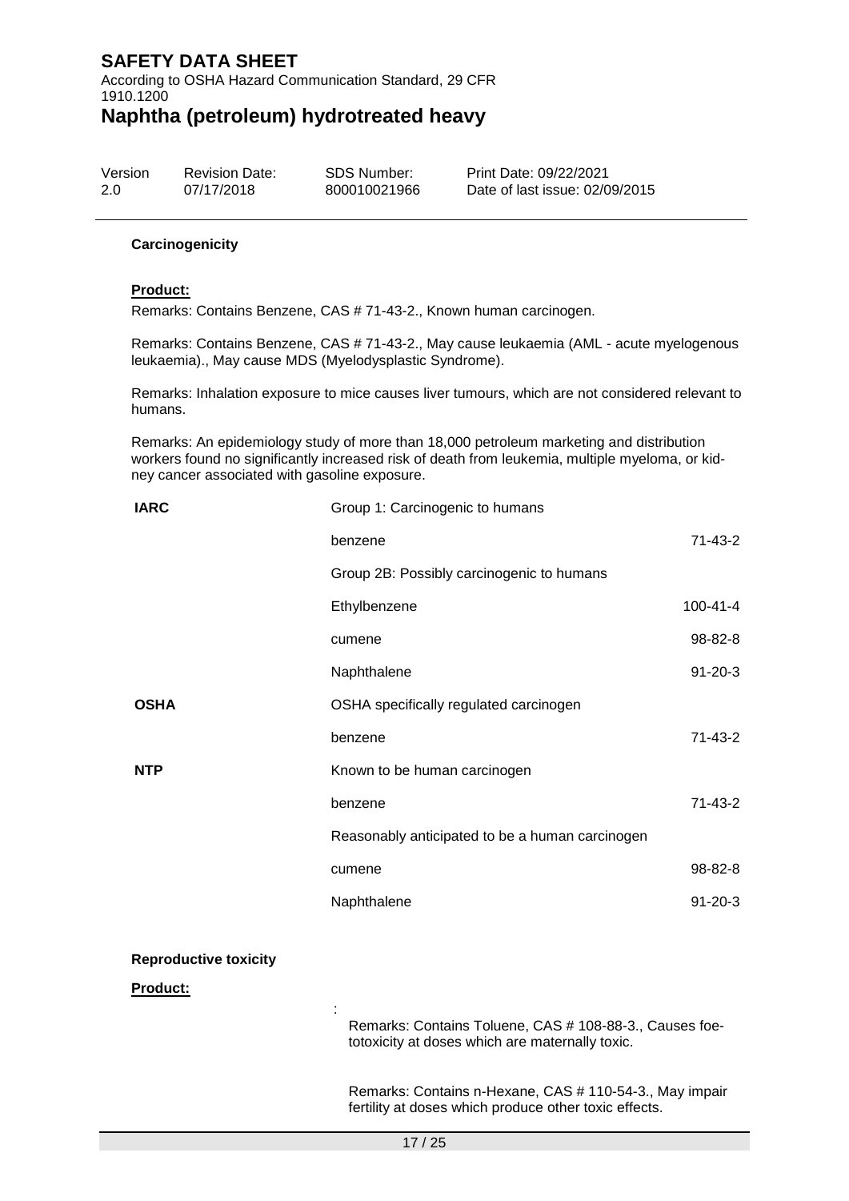**Carcinogenicity**

**Product:**

Remarks: Contains Benzene, CAS # 71-43-2., Known human carcinogen.

Remarks: Contains Benzene, CAS # 71-43-2., May cause leukaemia (AML - acute myelogenous leukaemia)., May cause MDS (Myelodysplastic Syndrome).

Remarks: Inhalation exposure to mice causes liver tumours, which are not considered relevant to humans.

Remarks: An epidemiology study of more than 18,000 petroleum marketing and distribution workers found no significantly increased risk of death from leukemia, multiple myeloma, or kidney cancer associated with gasoline exposure.

| | | |
|---|---|---|
| **IARC** | Group 1: Carcinogenic to humans | |
| | benzene | 71-43-2 |
| | Group 2B: Possibly carcinogenic to humans | |
| | Ethylbenzene | 100-41-4 |
| | cumene | 98-82-8 |
| | Naphthalene | 91-20-3 |
| **OSHA** | OSHA specifically regulated carcinogen | |
| | benzene | 71-43-2 |
| **NTP** | Known to be human carcinogen | |
| | benzene | 71-43-2 |
| | Reasonably anticipated to be a human carcinogen | |
| | cumene | 98-82-8 |
| | Naphthalene | 91-20-3 |

**Reproductive toxicity**

**Product:**

:

Remarks: Contains Toluene, CAS # 108-88-3., Causes foetotoxicity at doses which are maternally toxic.

Remarks: Contains n-Hexane, CAS # 110-54-3., May impair fertility at doses which produce other toxic effects.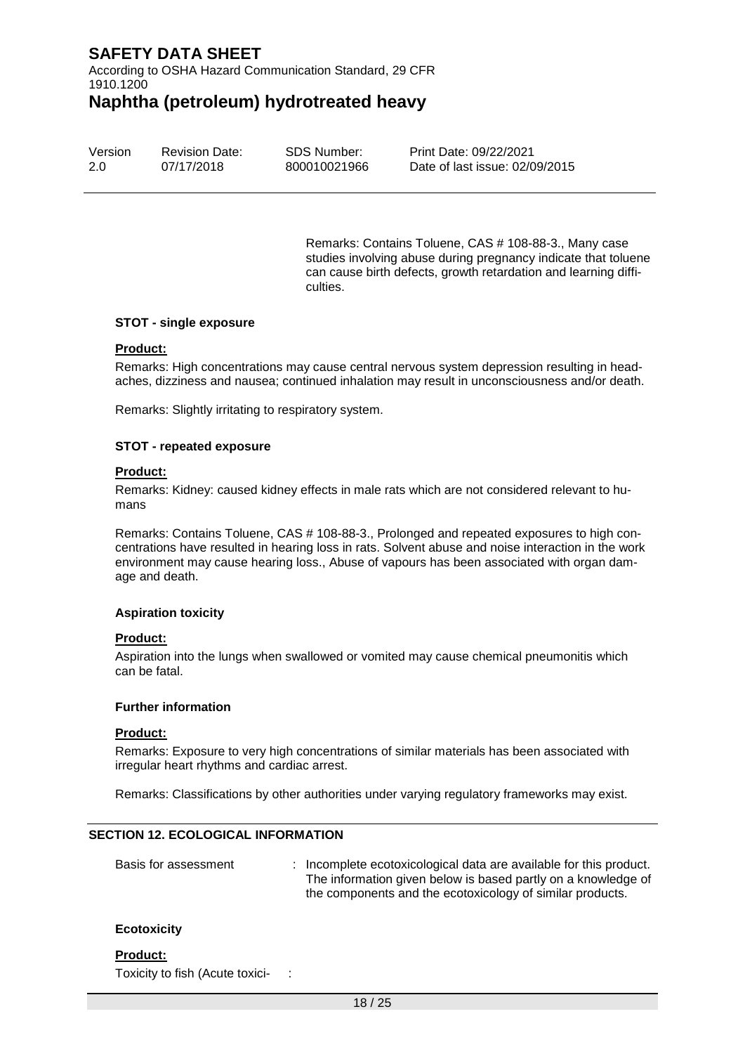Remarks: Contains Toluene, CAS # 108-88-3., Many case studies involving abuse during pregnancy indicate that toluene can cause birth defects, growth retardation and learning difficulties.

#### STOT - single exposure

**Product:**

Remarks: High concentrations may cause central nervous system depression resulting in headaches, dizziness and nausea; continued inhalation may result in unconsciousness and/or death.

Remarks: Slightly irritating to respiratory system.

#### STOT - repeated exposure

**Product:**

Remarks: Kidney: caused kidney effects in male rats which are not considered relevant to humans

Remarks: Contains Toluene, CAS # 108-88-3., Prolonged and repeated exposures to high concentrations have resulted in hearing loss in rats. Solvent abuse and noise interaction in the work environment may cause hearing loss., Abuse of vapours has been associated with organ damage and death.

#### Aspiration toxicity

**Product:**

Aspiration into the lungs when swallowed or vomited may cause chemical pneumonitis which can be fatal.

#### Further information

**Product:**

Remarks: Exposure to very high concentrations of similar materials has been associated with irregular heart rhythms and cardiac arrest.

Remarks: Classifications by other authorities under varying regulatory frameworks may exist.

## SECTION 12. ECOLOGICAL INFORMATION

Basis for assessment : Incomplete ecotoxicological data are available for this product. The information given below is based partly on a knowledge of the components and the ecotoxicology of similar products.

#### Ecotoxicity

**Product:**

Toxicity to fish (Acute toxici- :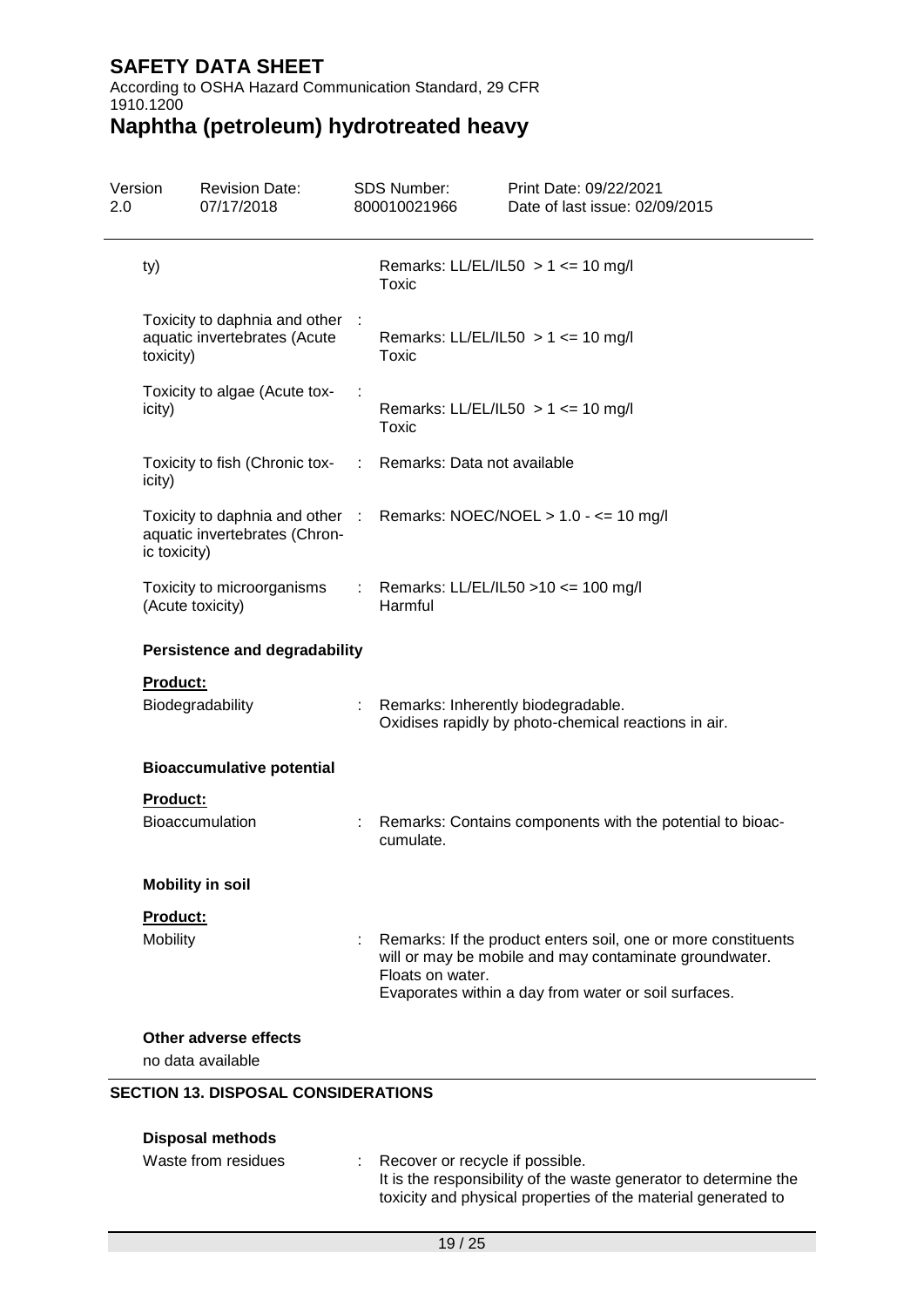| | | |
|---|---|---|
| ty) | | Remarks: LL/EL/IL50 > 1 <= 10 mg/l<br>Toxic |
| Toxicity to daphnia and other aquatic invertebrates (Acute toxicity) | : | Remarks: LL/EL/IL50 > 1 <= 10 mg/l<br>Toxic |
| Toxicity to algae (Acute toxicity) | : | Remarks: LL/EL/IL50 > 1 <= 10 mg/l<br>Toxic |
| Toxicity to fish (Chronic toxicity) | : | Remarks: Data not available |
| Toxicity to daphnia and other aquatic invertebrates (Chronic toxicity) | : | Remarks: NOEC/NOEL > 1.0 - <= 10 mg/l |
| Toxicity to microorganisms (Acute toxicity) | : | Remarks: LL/EL/IL50 >10 <= 100 mg/l<br>Harmful |

**Persistence and degradability**

**Product:**

Biodegradability : Remarks: Inherently biodegradable.
Oxidises rapidly by photo-chemical reactions in air.

**Bioaccumulative potential**

**Product:**

Bioaccumulation : Remarks: Contains components with the potential to bioaccumulate.

**Mobility in soil**

**Product:**

Mobility : Remarks: If the product enters soil, one or more constituents will or may be mobile and may contaminate groundwater.
Floats on water.
Evaporates within a day from water or soil surfaces.

**Other adverse effects**

no data available

## SECTION 13. DISPOSAL CONSIDERATIONS

**Disposal methods**

Waste from residues : Recover or recycle if possible.
It is the responsibility of the waste generator to determine the toxicity and physical properties of the material generated to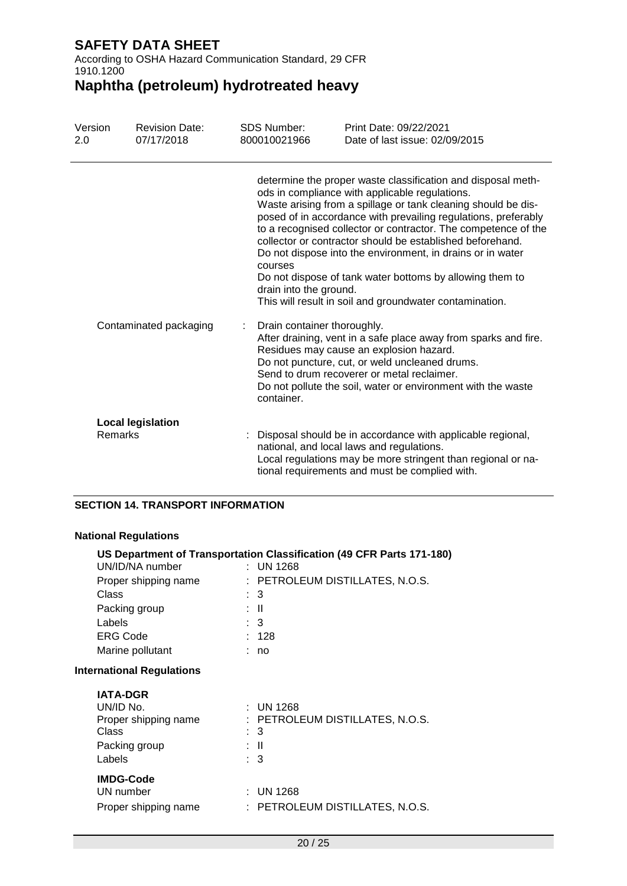determine the proper waste classification and disposal methods in compliance with applicable regulations.
Waste arising from a spillage or tank cleaning should be disposed of in accordance with prevailing regulations, preferably to a recognised collector or contractor. The competence of the collector or contractor should be established beforehand.
Do not dispose into the environment, in drains or in water courses
Do not dispose of tank water bottoms by allowing them to drain into the ground.
This will result in soil and groundwater contamination.

| | |
|---|---|
| Contaminated packaging | : Drain container thoroughly.<br>After draining, vent in a safe place away from sparks and fire.<br>Residues may cause an explosion hazard.<br>Do not puncture, cut, or weld uncleaned drums.<br>Send to drum recoverer or metal reclaimer.<br>Do not pollute the soil, water or environment with the waste container. |

**Local legislation**

| | |
|---|---|
| Remarks | : Disposal should be in accordance with applicable regional, national, and local laws and regulations.<br>Local regulations may be more stringent than regional or national requirements and must be complied with. |

## SECTION 14. TRANSPORT INFORMATION

### National Regulations

**US Department of Transportation Classification (49 CFR Parts 171-180)**

| | |
|---|---|
| UN/ID/NA number | : UN 1268 |
| Proper shipping name | : PETROLEUM DISTILLATES, N.O.S. |
| Class | : 3 |
| Packing group | : II |
| Labels | : 3 |
| ERG Code | : 128 |
| Marine pollutant | : no |

### International Regulations

**IATA-DGR**

| | |
|---|---|
| UN/ID No. | : UN 1268 |
| Proper shipping name | : PETROLEUM DISTILLATES, N.O.S. |
| Class | : 3 |
| Packing group | : II |
| Labels | : 3 |

**IMDG-Code**

| | |
|---|---|
| UN number | : UN 1268 |
| Proper shipping name | : PETROLEUM DISTILLATES, N.O.S. |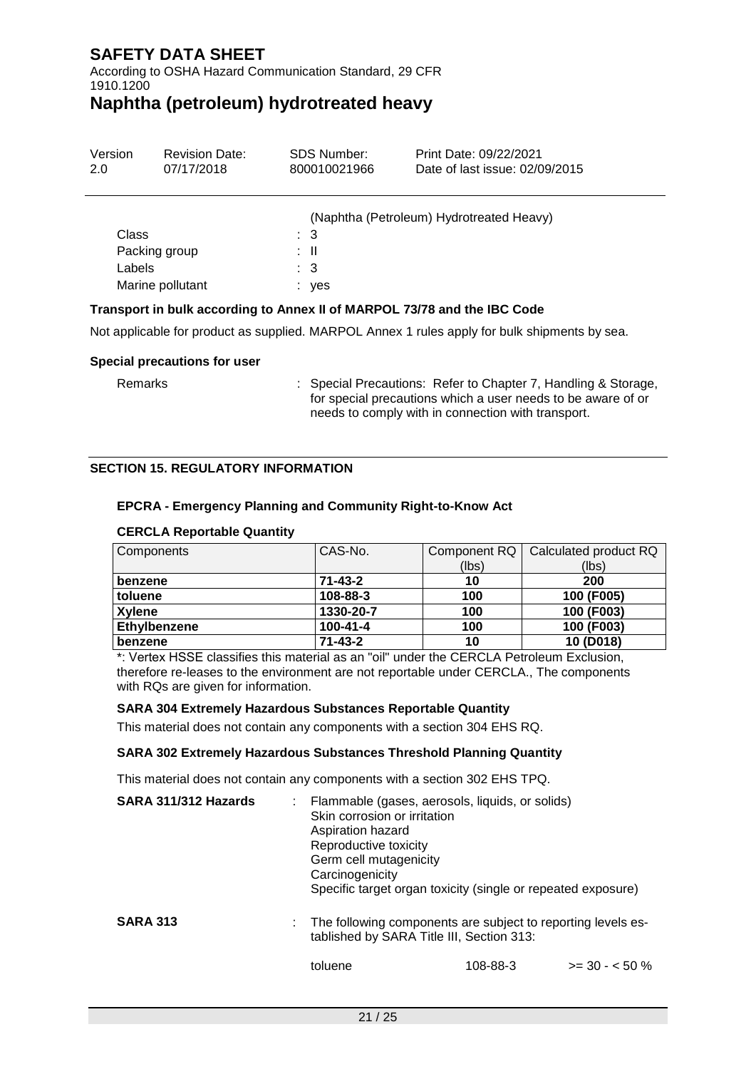(Naphtha (Petroleum) Hydrotreated Heavy)

| | |
|---|---|
| Class | : 3 |
| Packing group | : II |
| Labels | : 3 |
| Marine pollutant | : yes |

**Transport in bulk according to Annex II of MARPOL 73/78 and the IBC Code**

Not applicable for product as supplied. MARPOL Annex 1 rules apply for bulk shipments by sea.

**Special precautions for user**

Remarks : Special Precautions: Refer to Chapter 7, Handling & Storage, for special precautions which a user needs to be aware of or needs to comply with in connection with transport.

## SECTION 15. REGULATORY INFORMATION

**EPCRA - Emergency Planning and Community Right-to-Know Act**

**CERCLA Reportable Quantity**

| Components | CAS-No. | Component RQ (lbs) | Calculated product RQ (lbs) |
|---|---|---|---|
| **benzene** | **71-43-2** | **10** | **200** |
| **toluene** | **108-88-3** | **100** | **100 (F005)** |
| **Xylene** | **1330-20-7** | **100** | **100 (F003)** |
| **Ethylbenzene** | **100-41-4** | **100** | **100 (F003)** |
| **benzene** | **71-43-2** | **10** | **10 (D018)** |

*: Vertex HSSE classifies this material as an "oil" under the CERCLA Petroleum Exclusion, therefore re-leases to the environment are not reportable under CERCLA., The components with RQs are given for information.

**SARA 304 Extremely Hazardous Substances Reportable Quantity**

This material does not contain any components with a section 304 EHS RQ.

**SARA 302 Extremely Hazardous Substances Threshold Planning Quantity**

This material does not contain any components with a section 302 EHS TPQ.

**SARA 311/312 Hazards** : Flammable (gases, aerosols, liquids, or solids)
Skin corrosion or irritation
Aspiration hazard
Reproductive toxicity
Germ cell mutagenicity
Carcinogenicity
Specific target organ toxicity (single or repeated exposure)

**SARA 313** : The following components are subject to reporting levels established by SARA Title III, Section 313:

| | | |
|---|---|---|
| toluene | 108-88-3 | >= 30 - < 50 % |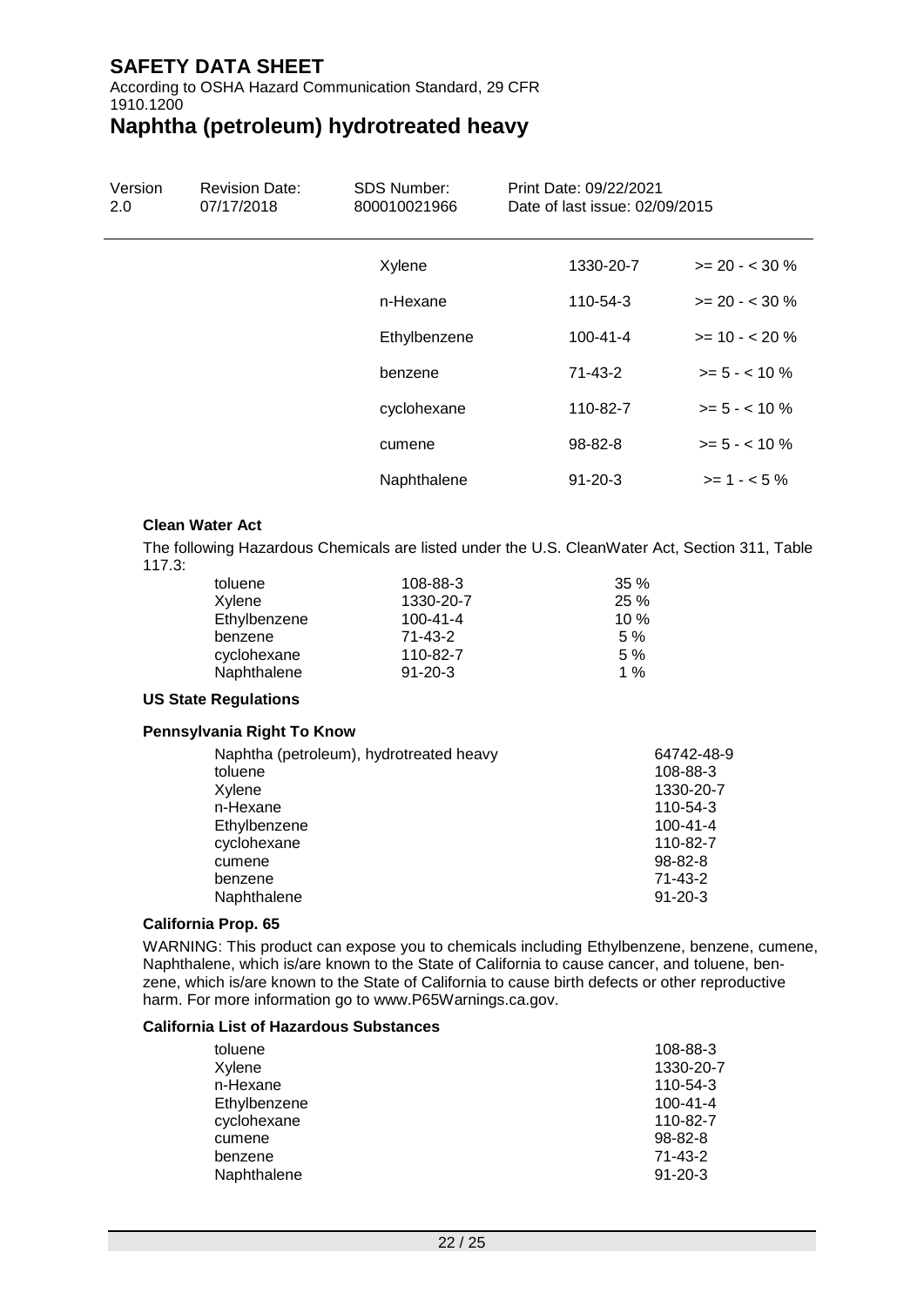| | | |
|---|---|---|
| Xylene | 1330-20-7 | >= 20 - < 30 % |
| n-Hexane | 110-54-3 | >= 20 - < 30 % |
| Ethylbenzene | 100-41-4 | >= 10 - < 20 % |
| benzene | 71-43-2 | >= 5 - < 10 % |
| cyclohexane | 110-82-7 | >= 5 - < 10 % |
| cumene | 98-82-8 | >= 5 - < 10 % |
| Naphthalene | 91-20-3 | >= 1 - < 5 % |

**Clean Water Act**

The following Hazardous Chemicals are listed under the U.S. CleanWater Act, Section 311, Table 117.3:

| | | |
|---|---|---|
| toluene | 108-88-3 | 35 % |
| Xylene | 1330-20-7 | 25 % |
| Ethylbenzene | 100-41-4 | 10 % |
| benzene | 71-43-2 | 5 % |
| cyclohexane | 110-82-7 | 5 % |
| Naphthalene | 91-20-3 | 1 % |

**US State Regulations**

**Pennsylvania Right To Know**

| | |
|---|---|
| Naphtha (petroleum), hydrotreated heavy | 64742-48-9 |
| toluene | 108-88-3 |
| Xylene | 1330-20-7 |
| n-Hexane | 110-54-3 |
| Ethylbenzene | 100-41-4 |
| cyclohexane | 110-82-7 |
| cumene | 98-82-8 |
| benzene | 71-43-2 |
| Naphthalene | 91-20-3 |

**California Prop. 65**

WARNING: This product can expose you to chemicals including Ethylbenzene, benzene, cumene, Naphthalene, which is/are known to the State of California to cause cancer, and toluene, benzene, which is/are known to the State of California to cause birth defects or other reproductive harm. For more information go to www.P65Warnings.ca.gov.

**California List of Hazardous Substances**

| | |
|---|---|
| toluene | 108-88-3 |
| Xylene | 1330-20-7 |
| n-Hexane | 110-54-3 |
| Ethylbenzene | 100-41-4 |
| cyclohexane | 110-82-7 |
| cumene | 98-82-8 |
| benzene | 71-43-2 |
| Naphthalene | 91-20-3 |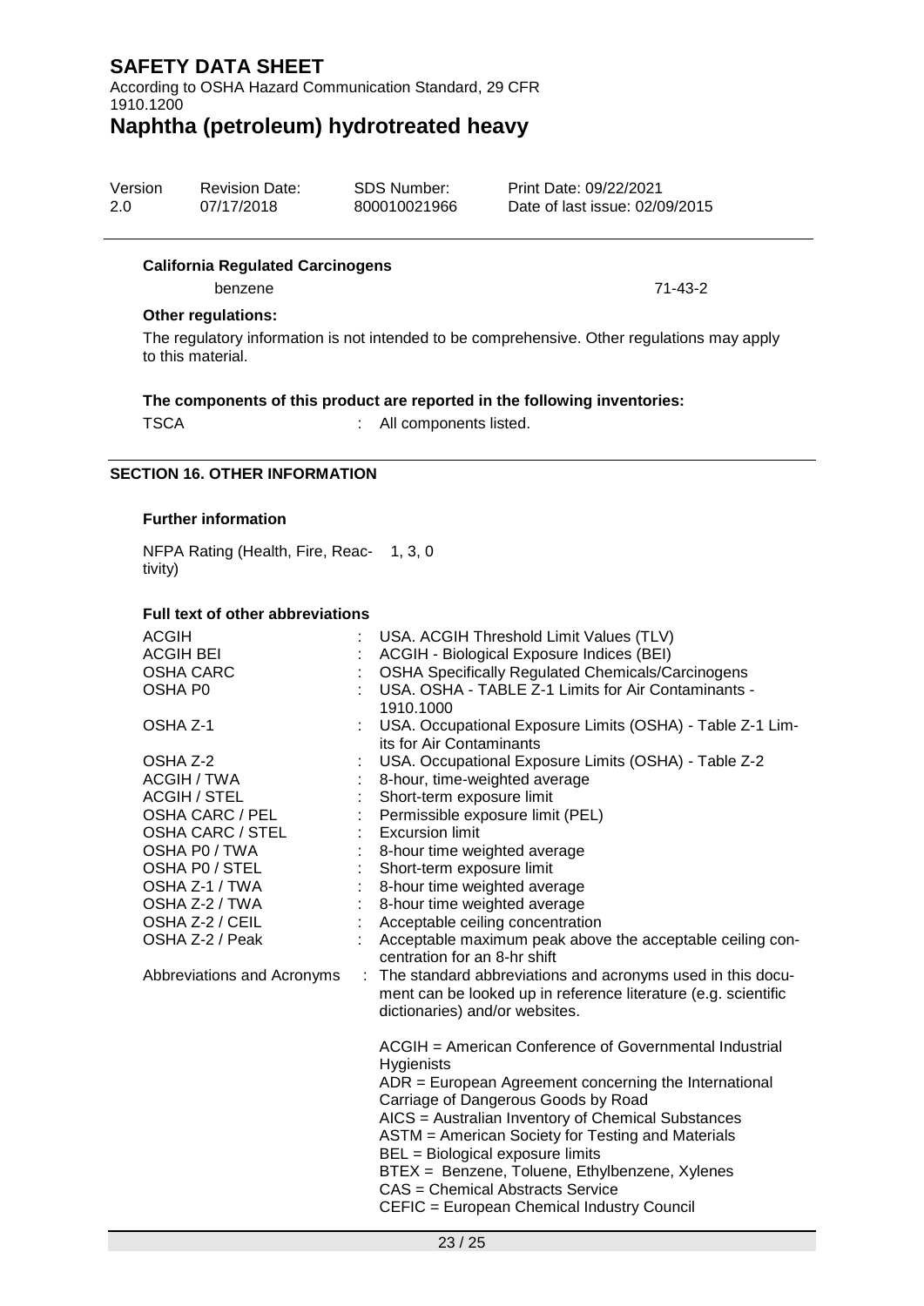**California Regulated Carcinogens**

| | |
|---|---|
| benzene | 71-43-2 |

**Other regulations:**

The regulatory information is not intended to be comprehensive. Other regulations may apply to this material.

**The components of this product are reported in the following inventories:**

| | | |
|---|---|---|
| TSCA | : | All components listed. |

## SECTION 16. OTHER INFORMATION

**Further information**

| | |
|---|---|
| NFPA Rating (Health, Fire, Reactivity) | 1, 3, 0 |

**Full text of other abbreviations**

| | | |
|---|---|---|
| ACGIH | : | USA. ACGIH Threshold Limit Values (TLV) |
| ACGIH BEI | : | ACGIH - Biological Exposure Indices (BEI) |
| OSHA CARC | : | OSHA Specifically Regulated Chemicals/Carcinogens |
| OSHA P0 | : | USA. OSHA - TABLE Z-1 Limits for Air Contaminants - 1910.1000 |
| OSHA Z-1 | : | USA. Occupational Exposure Limits (OSHA) - Table Z-1 Limits for Air Contaminants |
| OSHA Z-2 | : | USA. Occupational Exposure Limits (OSHA) - Table Z-2 |
| ACGIH / TWA | : | 8-hour, time-weighted average |
| ACGIH / STEL | : | Short-term exposure limit |
| OSHA CARC / PEL | : | Permissible exposure limit (PEL) |
| OSHA CARC / STEL | : | Excursion limit |
| OSHA P0 / TWA | : | 8-hour time weighted average |
| OSHA P0 / STEL | : | Short-term exposure limit |
| OSHA Z-1 / TWA | : | 8-hour time weighted average |
| OSHA Z-2 / TWA | : | 8-hour time weighted average |
| OSHA Z-2 / CEIL | : | Acceptable ceiling concentration |
| OSHA Z-2 / Peak | : | Acceptable maximum peak above the acceptable ceiling concentration for an 8-hr shift |

Abbreviations and Acronyms : The standard abbreviations and acronyms used in this document can be looked up in reference literature (e.g. scientific dictionaries) and/or websites.

ACGIH = American Conference of Governmental Industrial Hygienists
ADR = European Agreement concerning the International Carriage of Dangerous Goods by Road
AICS = Australian Inventory of Chemical Substances
ASTM = American Society for Testing and Materials
BEL = Biological exposure limits
BTEX = Benzene, Toluene, Ethylbenzene, Xylenes
CAS = Chemical Abstracts Service
CEFIC = European Chemical Industry Council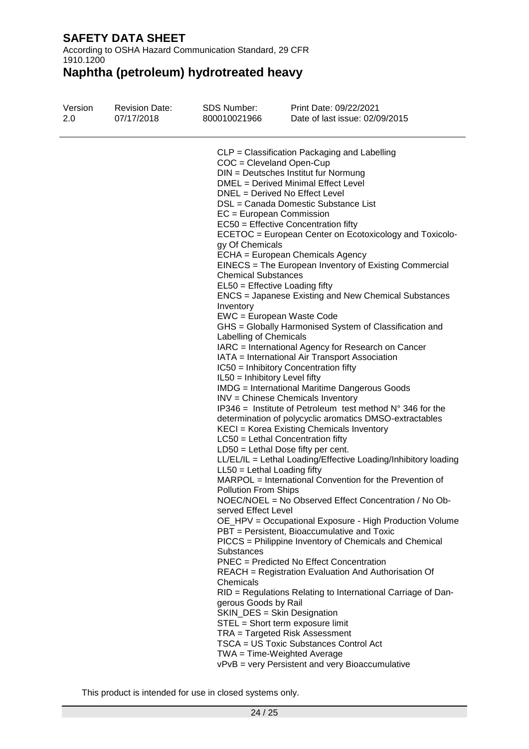CLP = Classification Packaging and Labelling
COC = Cleveland Open-Cup
DIN = Deutsches Institut fur Normung
DMEL = Derived Minimal Effect Level
DNEL = Derived No Effect Level
DSL = Canada Domestic Substance List
EC = European Commission
EC50 = Effective Concentration fifty
ECETOC = European Center on Ecotoxicology and Toxicology Of Chemicals
ECHA = European Chemicals Agency
EINECS = The European Inventory of Existing Commercial Chemical Substances
EL50 = Effective Loading fifty
ENCS = Japanese Existing and New Chemical Substances Inventory
EWC = European Waste Code
GHS = Globally Harmonised System of Classification and Labelling of Chemicals
IARC = International Agency for Research on Cancer
IATA = International Air Transport Association
IC50 = Inhibitory Concentration fifty
IL50 = Inhibitory Level fifty
IMDG = International Maritime Dangerous Goods
INV = Chinese Chemicals Inventory
IP346 = Institute of Petroleum test method N° 346 for the determination of polycyclic aromatics DMSO-extractables
KECI = Korea Existing Chemicals Inventory
LC50 = Lethal Concentration fifty
LD50 = Lethal Dose fifty per cent.
LL/EL/IL = Lethal Loading/Effective Loading/Inhibitory loading
LL50 = Lethal Loading fifty
MARPOL = International Convention for the Prevention of Pollution From Ships
NOEC/NOEL = No Observed Effect Concentration / No Observed Effect Level
OE_HPV = Occupational Exposure - High Production Volume
PBT = Persistent, Bioaccumulative and Toxic
PICCS = Philippine Inventory of Chemicals and Chemical Substances
PNEC = Predicted No Effect Concentration
REACH = Registration Evaluation And Authorisation Of Chemicals
RID = Regulations Relating to International Carriage of Dangerous Goods by Rail
SKIN_DES = Skin Designation
STEL = Short term exposure limit
TRA = Targeted Risk Assessment
TSCA = US Toxic Substances Control Act
TWA = Time-Weighted Average
vPvB = very Persistent and very Bioaccumulative

This product is intended for use in closed systems only.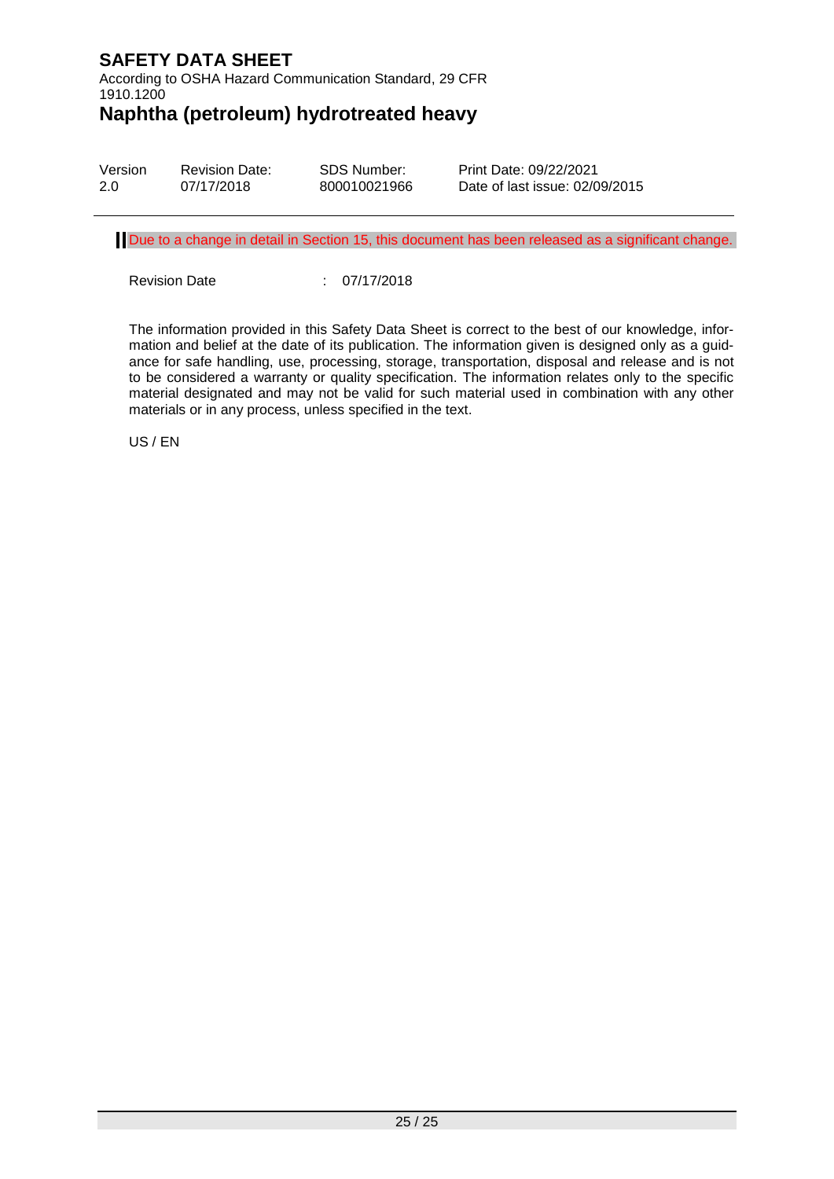Due to a change in detail in Section 15, this document has been released as a significant change.

Revision Date : 07/17/2018

The information provided in this Safety Data Sheet is correct to the best of our knowledge, information and belief at the date of its publication. The information given is designed only as a guidance for safe handling, use, processing, storage, transportation, disposal and release and is not to be considered a warranty or quality specification. The information relates only to the specific material designated and may not be valid for such material used in combination with any other materials or in any process, unless specified in the text.

US / EN